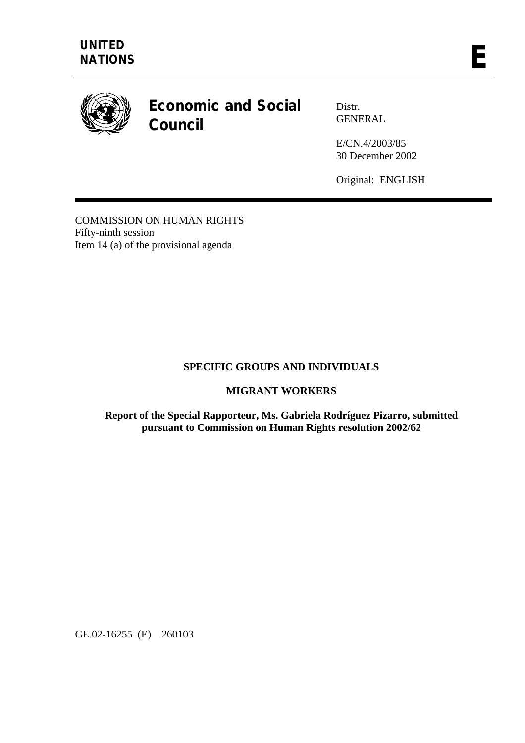**UNITED NATIONS**

**E**

# Economic and Social Council

Distr.
GENERAL

E/CN.4/2003/85
30 December 2002

Original: ENGLISH

COMMISSION ON HUMAN RIGHTS
Fifty-ninth session
Item 14 (a) of the provisional agenda

## SPECIFIC GROUPS AND INDIVIDUALS

## MIGRANT WORKERS

**Report of the Special Rapporteur, Ms. Gabriela Rodríguez Pizarro, submitted pursuant to Commission on Human Rights resolution 2002/62**

GE.02-16255 (E) 260103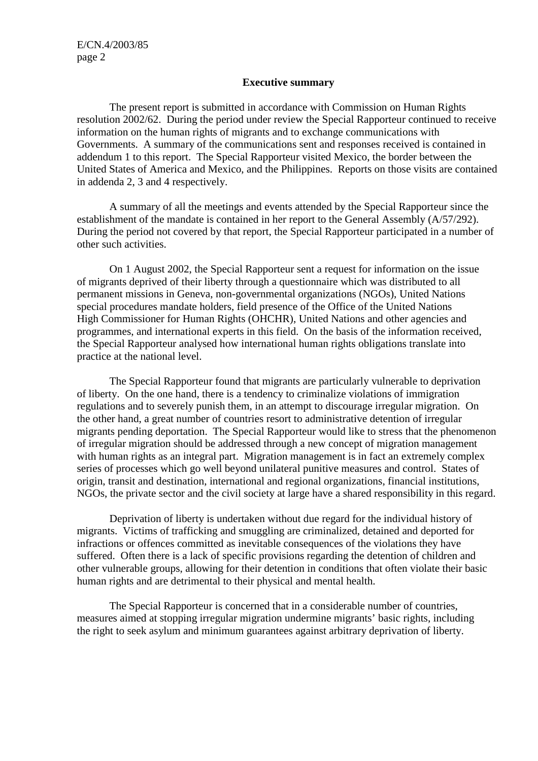## Executive summary

The present report is submitted in accordance with Commission on Human Rights resolution 2002/62. During the period under review the Special Rapporteur continued to receive information on the human rights of migrants and to exchange communications with Governments. A summary of the communications sent and responses received is contained in addendum 1 to this report. The Special Rapporteur visited Mexico, the border between the United States of America and Mexico, and the Philippines. Reports on those visits are contained in addenda 2, 3 and 4 respectively.

A summary of all the meetings and events attended by the Special Rapporteur since the establishment of the mandate is contained in her report to the General Assembly (A/57/292). During the period not covered by that report, the Special Rapporteur participated in a number of other such activities.

On 1 August 2002, the Special Rapporteur sent a request for information on the issue of migrants deprived of their liberty through a questionnaire which was distributed to all permanent missions in Geneva, non-governmental organizations (NGOs), United Nations special procedures mandate holders, field presence of the Office of the United Nations High Commissioner for Human Rights (OHCHR), United Nations and other agencies and programmes, and international experts in this field. On the basis of the information received, the Special Rapporteur analysed how international human rights obligations translate into practice at the national level.

The Special Rapporteur found that migrants are particularly vulnerable to deprivation of liberty. On the one hand, there is a tendency to criminalize violations of immigration regulations and to severely punish them, in an attempt to discourage irregular migration. On the other hand, a great number of countries resort to administrative detention of irregular migrants pending deportation. The Special Rapporteur would like to stress that the phenomenon of irregular migration should be addressed through a new concept of migration management with human rights as an integral part. Migration management is in fact an extremely complex series of processes which go well beyond unilateral punitive measures and control. States of origin, transit and destination, international and regional organizations, financial institutions, NGOs, the private sector and the civil society at large have a shared responsibility in this regard.

Deprivation of liberty is undertaken without due regard for the individual history of migrants. Victims of trafficking and smuggling are criminalized, detained and deported for infractions or offences committed as inevitable consequences of the violations they have suffered. Often there is a lack of specific provisions regarding the detention of children and other vulnerable groups, allowing for their detention in conditions that often violate their basic human rights and are detrimental to their physical and mental health.

The Special Rapporteur is concerned that in a considerable number of countries, measures aimed at stopping irregular migration undermine migrants' basic rights, including the right to seek asylum and minimum guarantees against arbitrary deprivation of liberty.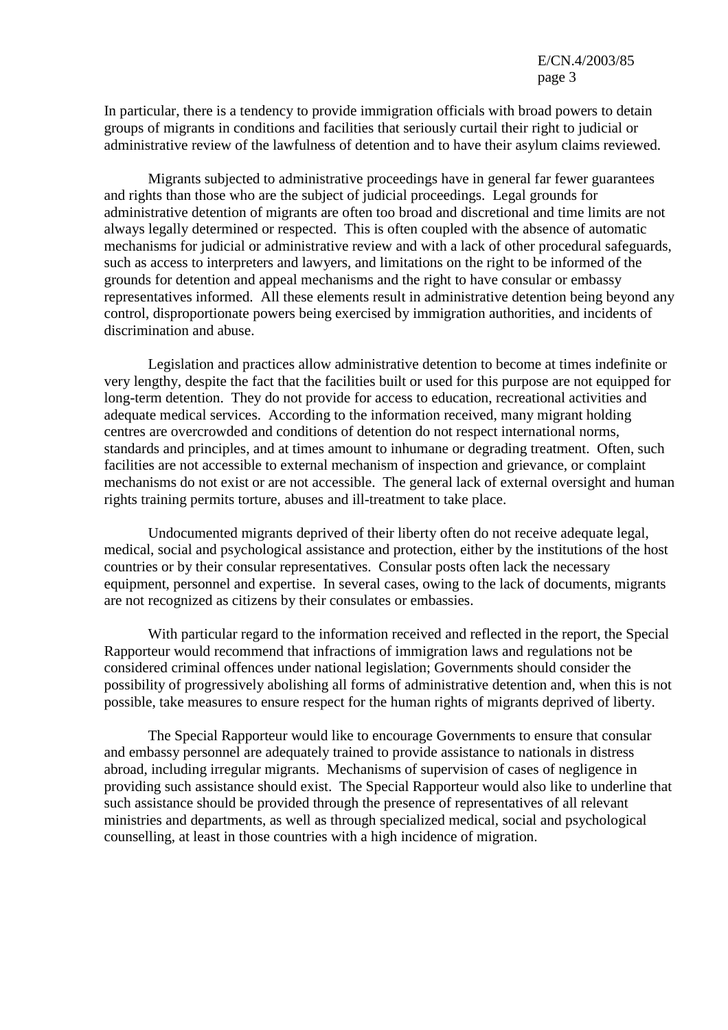In particular, there is a tendency to provide immigration officials with broad powers to detain groups of migrants in conditions and facilities that seriously curtail their right to judicial or administrative review of the lawfulness of detention and to have their asylum claims reviewed.

Migrants subjected to administrative proceedings have in general far fewer guarantees and rights than those who are the subject of judicial proceedings. Legal grounds for administrative detention of migrants are often too broad and discretional and time limits are not always legally determined or respected. This is often coupled with the absence of automatic mechanisms for judicial or administrative review and with a lack of other procedural safeguards, such as access to interpreters and lawyers, and limitations on the right to be informed of the grounds for detention and appeal mechanisms and the right to have consular or embassy representatives informed. All these elements result in administrative detention being beyond any control, disproportionate powers being exercised by immigration authorities, and incidents of discrimination and abuse.

Legislation and practices allow administrative detention to become at times indefinite or very lengthy, despite the fact that the facilities built or used for this purpose are not equipped for long-term detention. They do not provide for access to education, recreational activities and adequate medical services. According to the information received, many migrant holding centres are overcrowded and conditions of detention do not respect international norms, standards and principles, and at times amount to inhumane or degrading treatment. Often, such facilities are not accessible to external mechanism of inspection and grievance, or complaint mechanisms do not exist or are not accessible. The general lack of external oversight and human rights training permits torture, abuses and ill-treatment to take place.

Undocumented migrants deprived of their liberty often do not receive adequate legal, medical, social and psychological assistance and protection, either by the institutions of the host countries or by their consular representatives. Consular posts often lack the necessary equipment, personnel and expertise. In several cases, owing to the lack of documents, migrants are not recognized as citizens by their consulates or embassies.

With particular regard to the information received and reflected in the report, the Special Rapporteur would recommend that infractions of immigration laws and regulations not be considered criminal offences under national legislation; Governments should consider the possibility of progressively abolishing all forms of administrative detention and, when this is not possible, take measures to ensure respect for the human rights of migrants deprived of liberty.

The Special Rapporteur would like to encourage Governments to ensure that consular and embassy personnel are adequately trained to provide assistance to nationals in distress abroad, including irregular migrants. Mechanisms of supervision of cases of negligence in providing such assistance should exist. The Special Rapporteur would also like to underline that such assistance should be provided through the presence of representatives of all relevant ministries and departments, as well as through specialized medical, social and psychological counselling, at least in those countries with a high incidence of migration.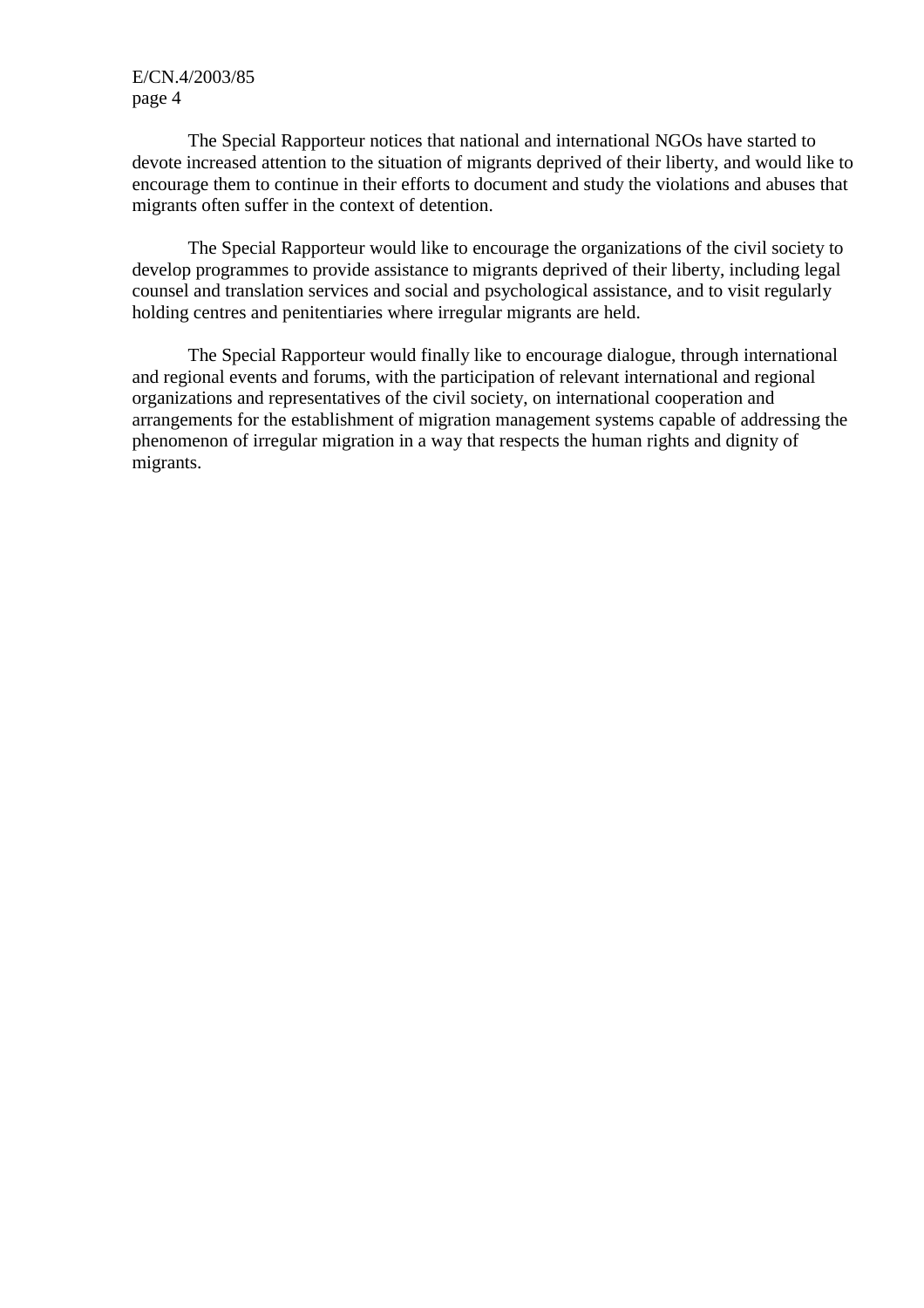The Special Rapporteur notices that national and international NGOs have started to devote increased attention to the situation of migrants deprived of their liberty, and would like to encourage them to continue in their efforts to document and study the violations and abuses that migrants often suffer in the context of detention.

The Special Rapporteur would like to encourage the organizations of the civil society to develop programmes to provide assistance to migrants deprived of their liberty, including legal counsel and translation services and social and psychological assistance, and to visit regularly holding centres and penitentiaries where irregular migrants are held.

The Special Rapporteur would finally like to encourage dialogue, through international and regional events and forums, with the participation of relevant international and regional organizations and representatives of the civil society, on international cooperation and arrangements for the establishment of migration management systems capable of addressing the phenomenon of irregular migration in a way that respects the human rights and dignity of migrants.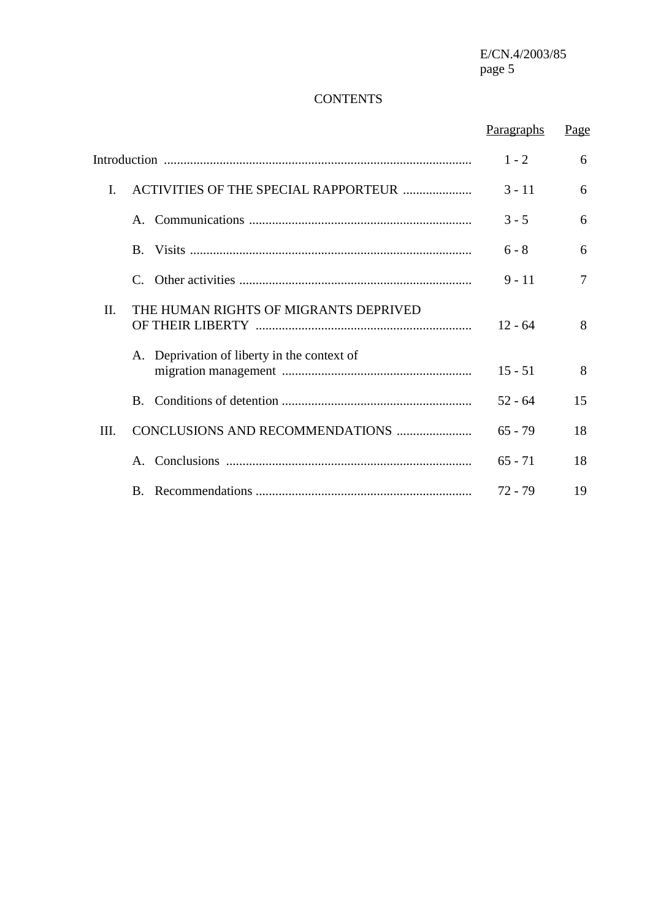# CONTENTS

| | Paragraphs | Page |
|---|---|---|
| Introduction | 1 - 2 | 6 |
| I. ACTIVITIES OF THE SPECIAL RAPPORTEUR | 3 - 11 | 6 |
| A. Communications | 3 - 5 | 6 |
| B. Visits | 6 - 8 | 6 |
| C. Other activities | 9 - 11 | 7 |
| II. THE HUMAN RIGHTS OF MIGRANTS DEPRIVED OF THEIR LIBERTY | 12 - 64 | 8 |
| A. Deprivation of liberty in the context of migration management | 15 - 51 | 8 |
| B. Conditions of detention | 52 - 64 | 15 |
| III. CONCLUSIONS AND RECOMMENDATIONS | 65 - 79 | 18 |
| A. Conclusions | 65 - 71 | 18 |
| B. Recommendations | 72 - 79 | 19 |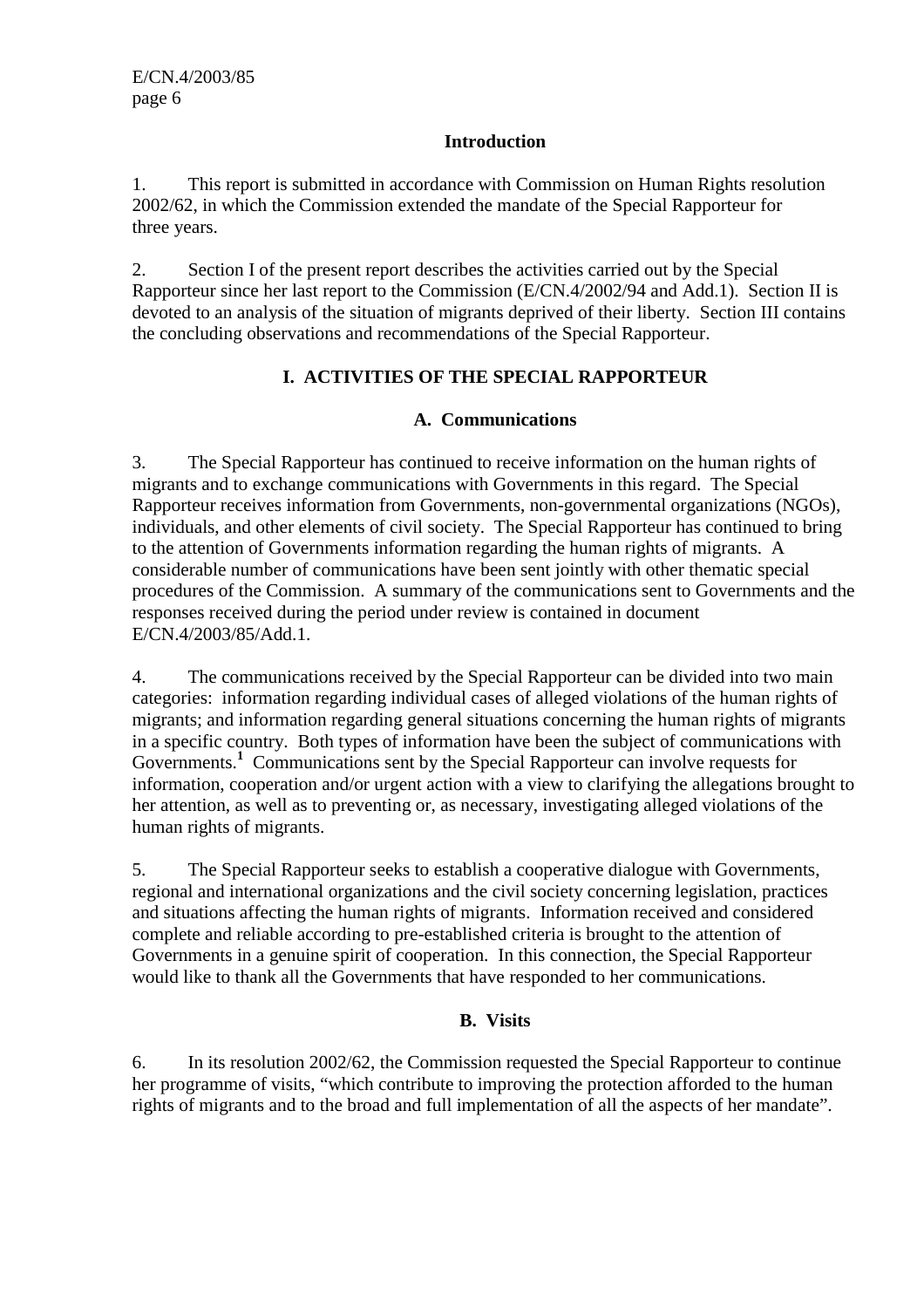## Introduction

1. This report is submitted in accordance with Commission on Human Rights resolution 2002/62, in which the Commission extended the mandate of the Special Rapporteur for three years.

2. Section I of the present report describes the activities carried out by the Special Rapporteur since her last report to the Commission (E/CN.4/2002/94 and Add.1). Section II is devoted to an analysis of the situation of migrants deprived of their liberty. Section III contains the concluding observations and recommendations of the Special Rapporteur.

## I. ACTIVITIES OF THE SPECIAL RAPPORTEUR

### A. Communications

3. The Special Rapporteur has continued to receive information on the human rights of migrants and to exchange communications with Governments in this regard. The Special Rapporteur receives information from Governments, non-governmental organizations (NGOs), individuals, and other elements of civil society. The Special Rapporteur has continued to bring to the attention of Governments information regarding the human rights of migrants. A considerable number of communications have been sent jointly with other thematic special procedures of the Commission. A summary of the communications sent to Governments and the responses received during the period under review is contained in document E/CN.4/2003/85/Add.1.

4. The communications received by the Special Rapporteur can be divided into two main categories: information regarding individual cases of alleged violations of the human rights of migrants; and information regarding general situations concerning the human rights of migrants in a specific country. Both types of information have been the subject of communications with Governments.[1] Communications sent by the Special Rapporteur can involve requests for information, cooperation and/or urgent action with a view to clarifying the allegations brought to her attention, as well as to preventing or, as necessary, investigating alleged violations of the human rights of migrants.

5. The Special Rapporteur seeks to establish a cooperative dialogue with Governments, regional and international organizations and the civil society concerning legislation, practices and situations affecting the human rights of migrants. Information received and considered complete and reliable according to pre-established criteria is brought to the attention of Governments in a genuine spirit of cooperation. In this connection, the Special Rapporteur would like to thank all the Governments that have responded to her communications.

### B. Visits

6. In its resolution 2002/62, the Commission requested the Special Rapporteur to continue her programme of visits, "which contribute to improving the protection afforded to the human rights of migrants and to the broad and full implementation of all the aspects of her mandate".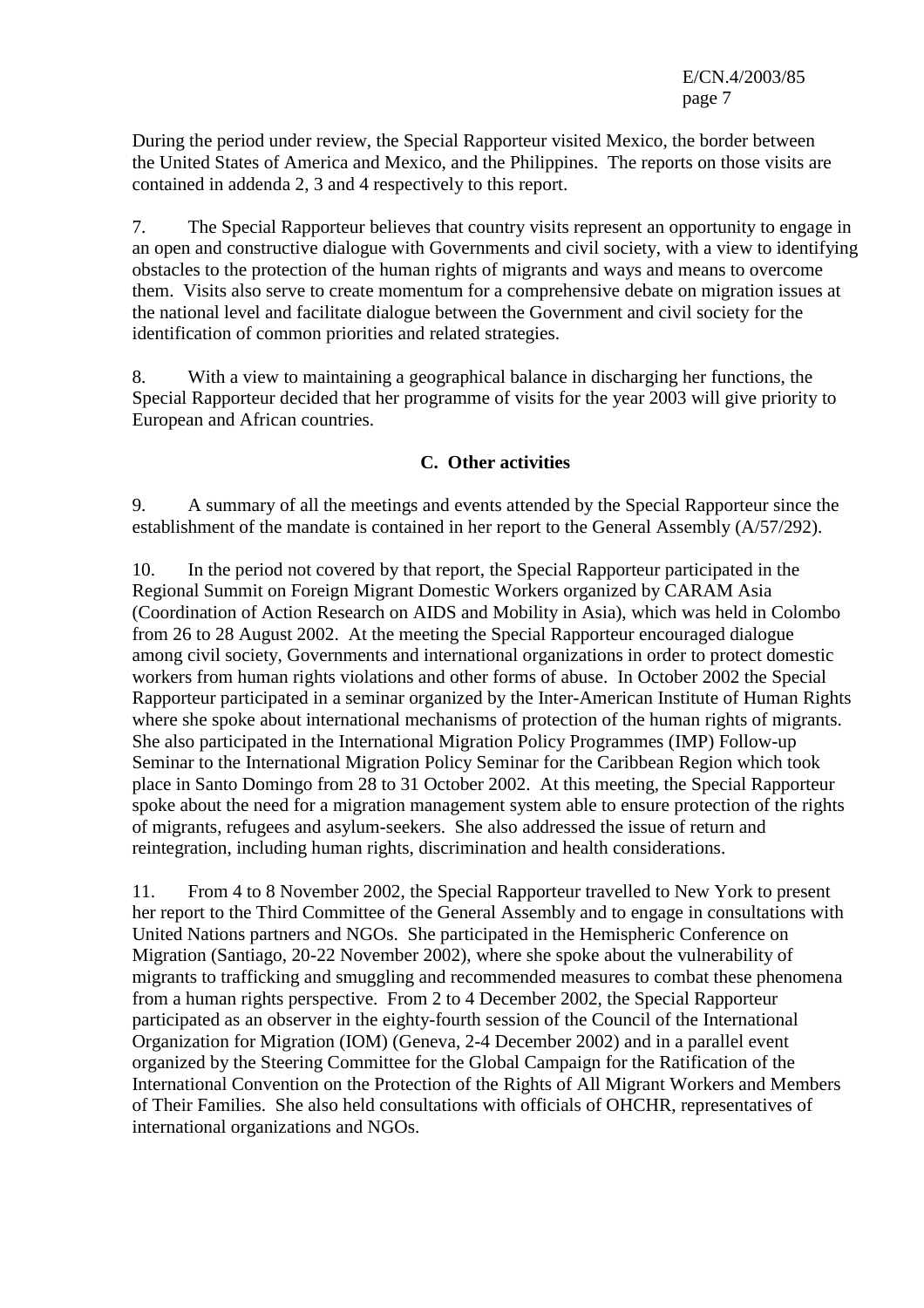During the period under review, the Special Rapporteur visited Mexico, the border between the United States of America and Mexico, and the Philippines. The reports on those visits are contained in addenda 2, 3 and 4 respectively to this report.

7. The Special Rapporteur believes that country visits represent an opportunity to engage in an open and constructive dialogue with Governments and civil society, with a view to identifying obstacles to the protection of the human rights of migrants and ways and means to overcome them. Visits also serve to create momentum for a comprehensive debate on migration issues at the national level and facilitate dialogue between the Government and civil society for the identification of common priorities and related strategies.

8. With a view to maintaining a geographical balance in discharging her functions, the Special Rapporteur decided that her programme of visits for the year 2003 will give priority to European and African countries.

### C. Other activities

9. A summary of all the meetings and events attended by the Special Rapporteur since the establishment of the mandate is contained in her report to the General Assembly (A/57/292).

10. In the period not covered by that report, the Special Rapporteur participated in the Regional Summit on Foreign Migrant Domestic Workers organized by CARAM Asia (Coordination of Action Research on AIDS and Mobility in Asia), which was held in Colombo from 26 to 28 August 2002. At the meeting the Special Rapporteur encouraged dialogue among civil society, Governments and international organizations in order to protect domestic workers from human rights violations and other forms of abuse. In October 2002 the Special Rapporteur participated in a seminar organized by the Inter-American Institute of Human Rights where she spoke about international mechanisms of protection of the human rights of migrants. She also participated in the International Migration Policy Programmes (IMP) Follow-up Seminar to the International Migration Policy Seminar for the Caribbean Region which took place in Santo Domingo from 28 to 31 October 2002. At this meeting, the Special Rapporteur spoke about the need for a migration management system able to ensure protection of the rights of migrants, refugees and asylum-seekers. She also addressed the issue of return and reintegration, including human rights, discrimination and health considerations.

11. From 4 to 8 November 2002, the Special Rapporteur travelled to New York to present her report to the Third Committee of the General Assembly and to engage in consultations with United Nations partners and NGOs. She participated in the Hemispheric Conference on Migration (Santiago, 20-22 November 2002), where she spoke about the vulnerability of migrants to trafficking and smuggling and recommended measures to combat these phenomena from a human rights perspective. From 2 to 4 December 2002, the Special Rapporteur participated as an observer in the eighty-fourth session of the Council of the International Organization for Migration (IOM) (Geneva, 2-4 December 2002) and in a parallel event organized by the Steering Committee for the Global Campaign for the Ratification of the International Convention on the Protection of the Rights of All Migrant Workers and Members of Their Families. She also held consultations with officials of OHCHR, representatives of international organizations and NGOs.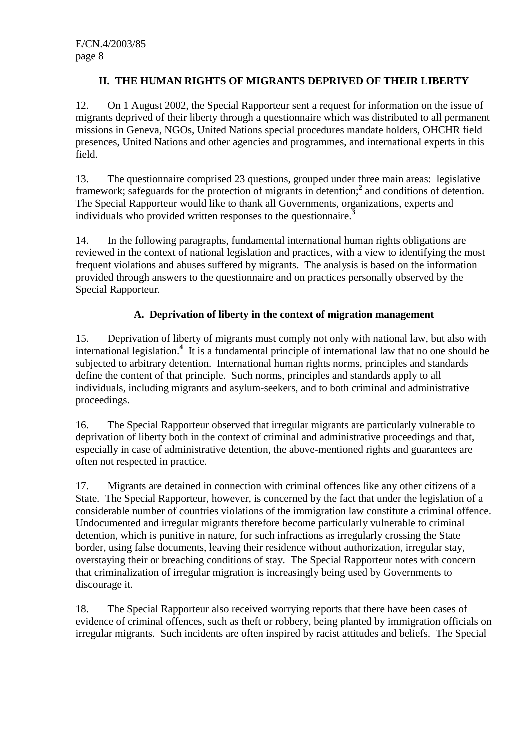## II. THE HUMAN RIGHTS OF MIGRANTS DEPRIVED OF THEIR LIBERTY

12. On 1 August 2002, the Special Rapporteur sent a request for information on the issue of migrants deprived of their liberty through a questionnaire which was distributed to all permanent missions in Geneva, NGOs, United Nations special procedures mandate holders, OHCHR field presences, United Nations and other agencies and programmes, and international experts in this field.

13. The questionnaire comprised 23 questions, grouped under three main areas: legislative framework; safeguards for the protection of migrants in detention;[2] and conditions of detention. The Special Rapporteur would like to thank all Governments, organizations, experts and individuals who provided written responses to the questionnaire.[3]

14. In the following paragraphs, fundamental international human rights obligations are reviewed in the context of national legislation and practices, with a view to identifying the most frequent violations and abuses suffered by migrants. The analysis is based on the information provided through answers to the questionnaire and on practices personally observed by the Special Rapporteur.

### A. Deprivation of liberty in the context of migration management

15. Deprivation of liberty of migrants must comply not only with national law, but also with international legislation.[4] It is a fundamental principle of international law that no one should be subjected to arbitrary detention. International human rights norms, principles and standards define the content of that principle. Such norms, principles and standards apply to all individuals, including migrants and asylum-seekers, and to both criminal and administrative proceedings.

16. The Special Rapporteur observed that irregular migrants are particularly vulnerable to deprivation of liberty both in the context of criminal and administrative proceedings and that, especially in case of administrative detention, the above-mentioned rights and guarantees are often not respected in practice.

17. Migrants are detained in connection with criminal offences like any other citizens of a State. The Special Rapporteur, however, is concerned by the fact that under the legislation of a considerable number of countries violations of the immigration law constitute a criminal offence. Undocumented and irregular migrants therefore become particularly vulnerable to criminal detention, which is punitive in nature, for such infractions as irregularly crossing the State border, using false documents, leaving their residence without authorization, irregular stay, overstaying their or breaching conditions of stay. The Special Rapporteur notes with concern that criminalization of irregular migration is increasingly being used by Governments to discourage it.

18. The Special Rapporteur also received worrying reports that there have been cases of evidence of criminal offences, such as theft or robbery, being planted by immigration officials on irregular migrants. Such incidents are often inspired by racist attitudes and beliefs. The Special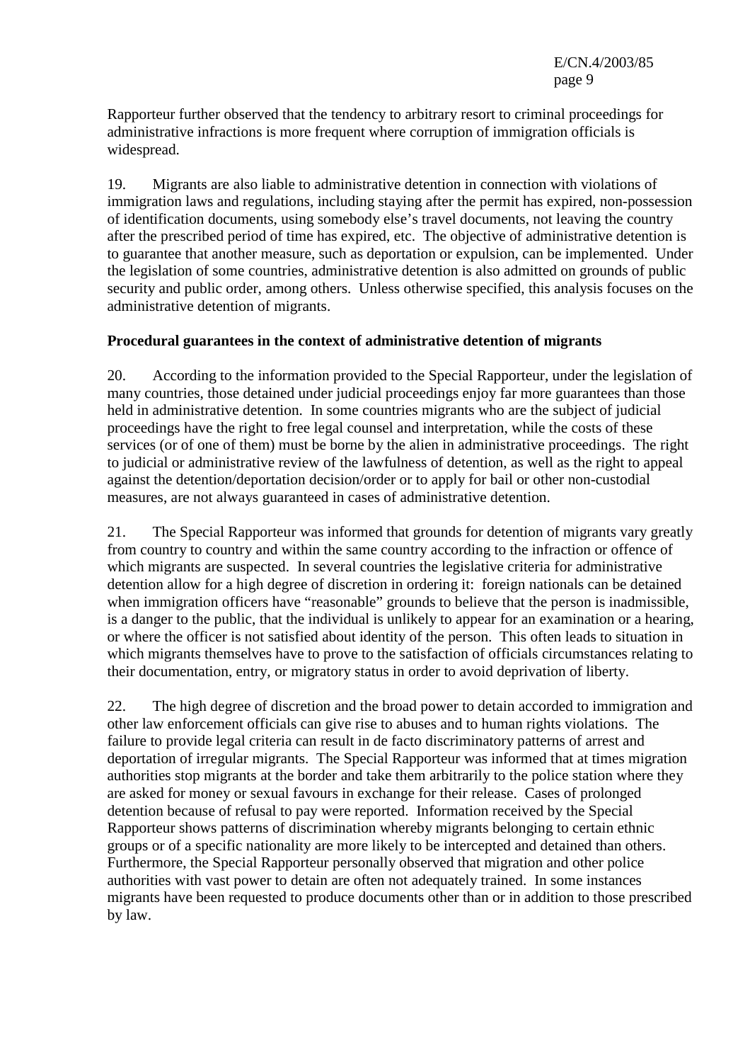Rapporteur further observed that the tendency to arbitrary resort to criminal proceedings for administrative infractions is more frequent where corruption of immigration officials is widespread.

19. Migrants are also liable to administrative detention in connection with violations of immigration laws and regulations, including staying after the permit has expired, non-possession of identification documents, using somebody else's travel documents, not leaving the country after the prescribed period of time has expired, etc. The objective of administrative detention is to guarantee that another measure, such as deportation or expulsion, can be implemented. Under the legislation of some countries, administrative detention is also admitted on grounds of public security and public order, among others. Unless otherwise specified, this analysis focuses on the administrative detention of migrants.

**Procedural guarantees in the context of administrative detention of migrants**

20. According to the information provided to the Special Rapporteur, under the legislation of many countries, those detained under judicial proceedings enjoy far more guarantees than those held in administrative detention. In some countries migrants who are the subject of judicial proceedings have the right to free legal counsel and interpretation, while the costs of these services (or of one of them) must be borne by the alien in administrative proceedings. The right to judicial or administrative review of the lawfulness of detention, as well as the right to appeal against the detention/deportation decision/order or to apply for bail or other non-custodial measures, are not always guaranteed in cases of administrative detention.

21. The Special Rapporteur was informed that grounds for detention of migrants vary greatly from country to country and within the same country according to the infraction or offence of which migrants are suspected. In several countries the legislative criteria for administrative detention allow for a high degree of discretion in ordering it: foreign nationals can be detained when immigration officers have "reasonable" grounds to believe that the person is inadmissible, is a danger to the public, that the individual is unlikely to appear for an examination or a hearing, or where the officer is not satisfied about identity of the person. This often leads to situation in which migrants themselves have to prove to the satisfaction of officials circumstances relating to their documentation, entry, or migratory status in order to avoid deprivation of liberty.

22. The high degree of discretion and the broad power to detain accorded to immigration and other law enforcement officials can give rise to abuses and to human rights violations. The failure to provide legal criteria can result in de facto discriminatory patterns of arrest and deportation of irregular migrants. The Special Rapporteur was informed that at times migration authorities stop migrants at the border and take them arbitrarily to the police station where they are asked for money or sexual favours in exchange for their release. Cases of prolonged detention because of refusal to pay were reported. Information received by the Special Rapporteur shows patterns of discrimination whereby migrants belonging to certain ethnic groups or of a specific nationality are more likely to be intercepted and detained than others. Furthermore, the Special Rapporteur personally observed that migration and other police authorities with vast power to detain are often not adequately trained. In some instances migrants have been requested to produce documents other than or in addition to those prescribed by law.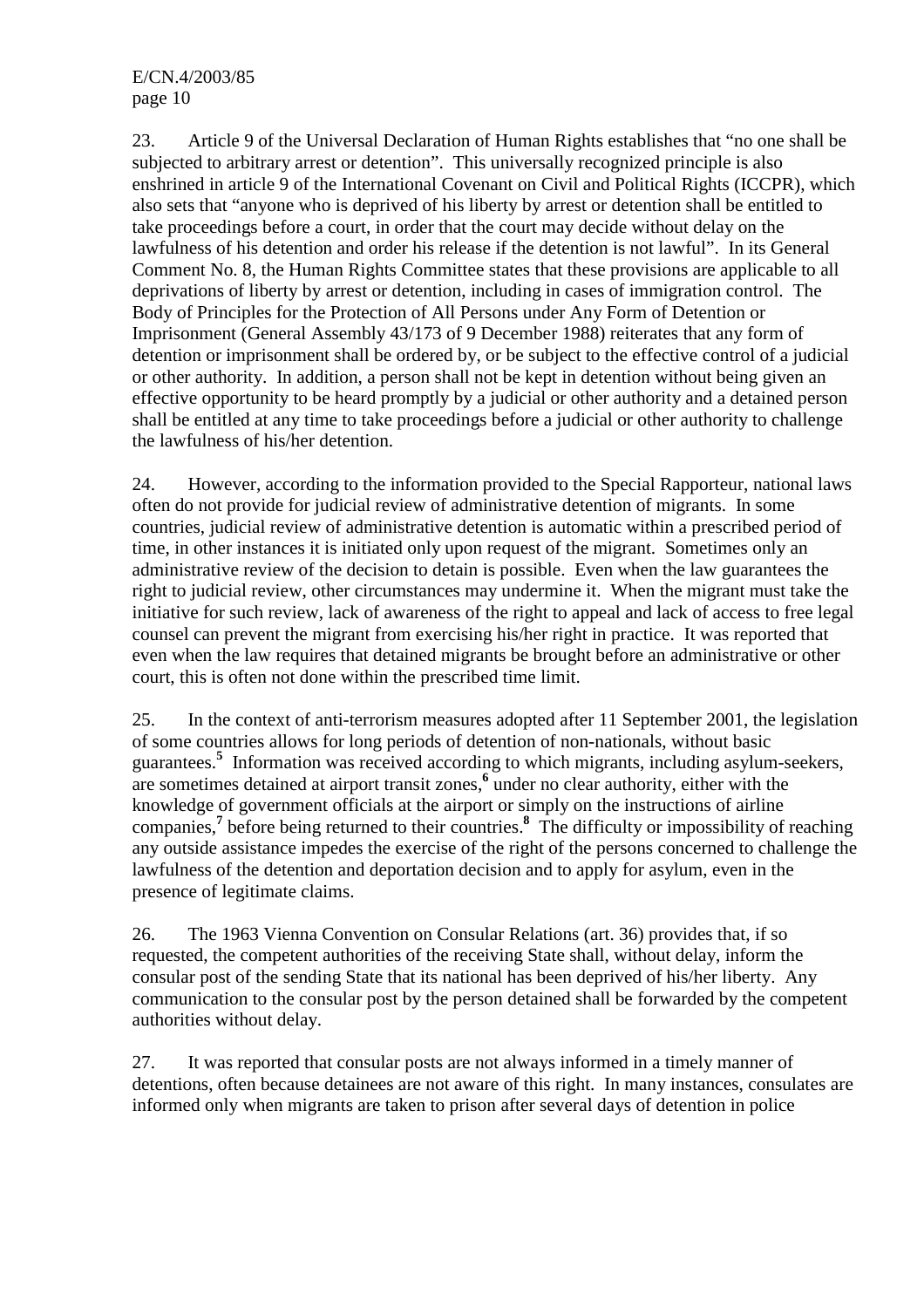23. Article 9 of the Universal Declaration of Human Rights establishes that "no one shall be subjected to arbitrary arrest or detention". This universally recognized principle is also enshrined in article 9 of the International Covenant on Civil and Political Rights (ICCPR), which also sets that "anyone who is deprived of his liberty by arrest or detention shall be entitled to take proceedings before a court, in order that the court may decide without delay on the lawfulness of his detention and order his release if the detention is not lawful". In its General Comment No. 8, the Human Rights Committee states that these provisions are applicable to all deprivations of liberty by arrest or detention, including in cases of immigration control. The Body of Principles for the Protection of All Persons under Any Form of Detention or Imprisonment (General Assembly 43/173 of 9 December 1988) reiterates that any form of detention or imprisonment shall be ordered by, or be subject to the effective control of a judicial or other authority. In addition, a person shall not be kept in detention without being given an effective opportunity to be heard promptly by a judicial or other authority and a detained person shall be entitled at any time to take proceedings before a judicial or other authority to challenge the lawfulness of his/her detention.

24. However, according to the information provided to the Special Rapporteur, national laws often do not provide for judicial review of administrative detention of migrants. In some countries, judicial review of administrative detention is automatic within a prescribed period of time, in other instances it is initiated only upon request of the migrant. Sometimes only an administrative review of the decision to detain is possible. Even when the law guarantees the right to judicial review, other circumstances may undermine it. When the migrant must take the initiative for such review, lack of awareness of the right to appeal and lack of access to free legal counsel can prevent the migrant from exercising his/her right in practice. It was reported that even when the law requires that detained migrants be brought before an administrative or other court, this is often not done within the prescribed time limit.

25. In the context of anti-terrorism measures adopted after 11 September 2001, the legislation of some countries allows for long periods of detention of non-nationals, without basic guarantees.[5] Information was received according to which migrants, including asylum-seekers, are sometimes detained at airport transit zones,[6] under no clear authority, either with the knowledge of government officials at the airport or simply on the instructions of airline companies,[7] before being returned to their countries.[8] The difficulty or impossibility of reaching any outside assistance impedes the exercise of the right of the persons concerned to challenge the lawfulness of the detention and deportation decision and to apply for asylum, even in the presence of legitimate claims.

26. The 1963 Vienna Convention on Consular Relations (art. 36) provides that, if so requested, the competent authorities of the receiving State shall, without delay, inform the consular post of the sending State that its national has been deprived of his/her liberty. Any communication to the consular post by the person detained shall be forwarded by the competent authorities without delay.

27. It was reported that consular posts are not always informed in a timely manner of detentions, often because detainees are not aware of this right. In many instances, consulates are informed only when migrants are taken to prison after several days of detention in police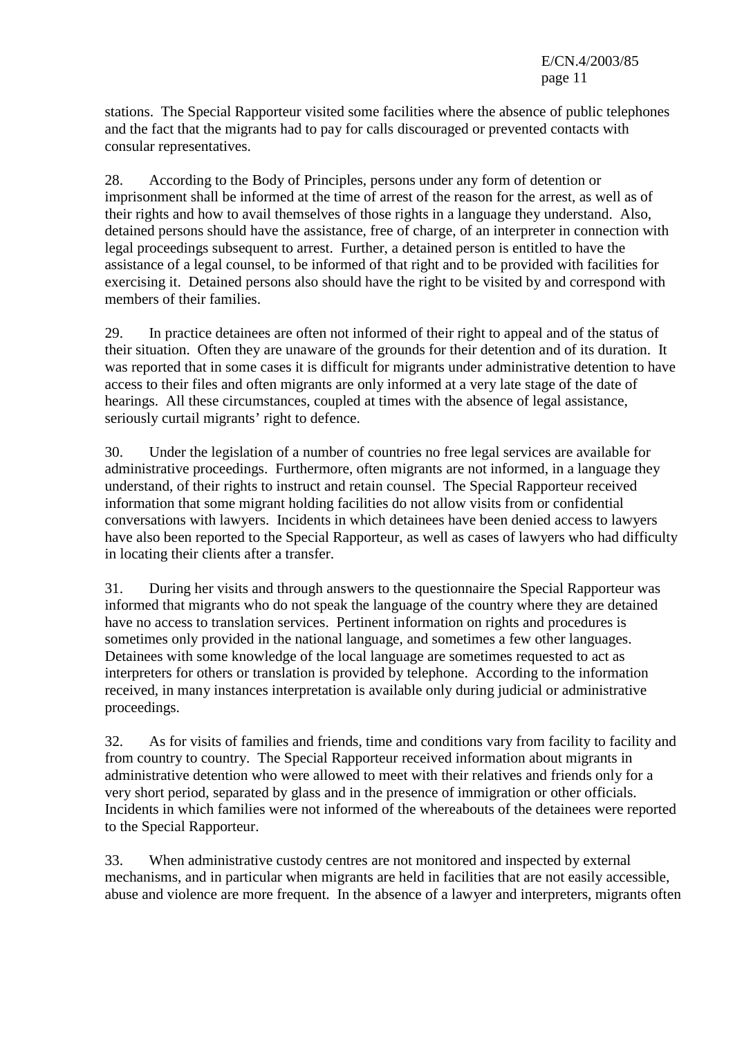stations. The Special Rapporteur visited some facilities where the absence of public telephones and the fact that the migrants had to pay for calls discouraged or prevented contacts with consular representatives.

28. According to the Body of Principles, persons under any form of detention or imprisonment shall be informed at the time of arrest of the reason for the arrest, as well as of their rights and how to avail themselves of those rights in a language they understand. Also, detained persons should have the assistance, free of charge, of an interpreter in connection with legal proceedings subsequent to arrest. Further, a detained person is entitled to have the assistance of a legal counsel, to be informed of that right and to be provided with facilities for exercising it. Detained persons also should have the right to be visited by and correspond with members of their families.

29. In practice detainees are often not informed of their right to appeal and of the status of their situation. Often they are unaware of the grounds for their detention and of its duration. It was reported that in some cases it is difficult for migrants under administrative detention to have access to their files and often migrants are only informed at a very late stage of the date of hearings. All these circumstances, coupled at times with the absence of legal assistance, seriously curtail migrants' right to defence.

30. Under the legislation of a number of countries no free legal services are available for administrative proceedings. Furthermore, often migrants are not informed, in a language they understand, of their rights to instruct and retain counsel. The Special Rapporteur received information that some migrant holding facilities do not allow visits from or confidential conversations with lawyers. Incidents in which detainees have been denied access to lawyers have also been reported to the Special Rapporteur, as well as cases of lawyers who had difficulty in locating their clients after a transfer.

31. During her visits and through answers to the questionnaire the Special Rapporteur was informed that migrants who do not speak the language of the country where they are detained have no access to translation services. Pertinent information on rights and procedures is sometimes only provided in the national language, and sometimes a few other languages. Detainees with some knowledge of the local language are sometimes requested to act as interpreters for others or translation is provided by telephone. According to the information received, in many instances interpretation is available only during judicial or administrative proceedings.

32. As for visits of families and friends, time and conditions vary from facility to facility and from country to country. The Special Rapporteur received information about migrants in administrative detention who were allowed to meet with their relatives and friends only for a very short period, separated by glass and in the presence of immigration or other officials. Incidents in which families were not informed of the whereabouts of the detainees were reported to the Special Rapporteur.

33. When administrative custody centres are not monitored and inspected by external mechanisms, and in particular when migrants are held in facilities that are not easily accessible, abuse and violence are more frequent. In the absence of a lawyer and interpreters, migrants often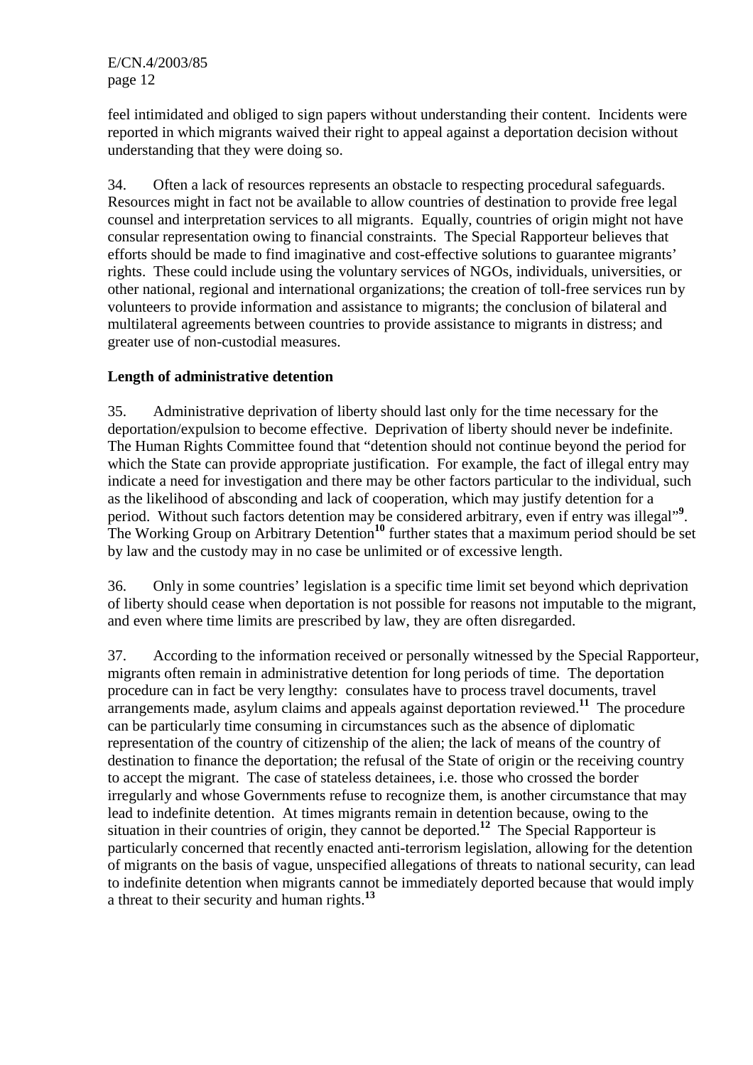feel intimidated and obliged to sign papers without understanding their content. Incidents were reported in which migrants waived their right to appeal against a deportation decision without understanding that they were doing so.

34. Often a lack of resources represents an obstacle to respecting procedural safeguards. Resources might in fact not be available to allow countries of destination to provide free legal counsel and interpretation services to all migrants. Equally, countries of origin might not have consular representation owing to financial constraints. The Special Rapporteur believes that efforts should be made to find imaginative and cost-effective solutions to guarantee migrants' rights. These could include using the voluntary services of NGOs, individuals, universities, or other national, regional and international organizations; the creation of toll-free services run by volunteers to provide information and assistance to migrants; the conclusion of bilateral and multilateral agreements between countries to provide assistance to migrants in distress; and greater use of non-custodial measures.

**Length of administrative detention**

35. Administrative deprivation of liberty should last only for the time necessary for the deportation/expulsion to become effective. Deprivation of liberty should never be indefinite. The Human Rights Committee found that "detention should not continue beyond the period for which the State can provide appropriate justification. For example, the fact of illegal entry may indicate a need for investigation and there may be other factors particular to the individual, such as the likelihood of absconding and lack of cooperation, which may justify detention for a period. Without such factors detention may be considered arbitrary, even if entry was illegal"[9]. The Working Group on Arbitrary Detention[10] further states that a maximum period should be set by law and the custody may in no case be unlimited or of excessive length.

36. Only in some countries' legislation is a specific time limit set beyond which deprivation of liberty should cease when deportation is not possible for reasons not imputable to the migrant, and even where time limits are prescribed by law, they are often disregarded.

37. According to the information received or personally witnessed by the Special Rapporteur, migrants often remain in administrative detention for long periods of time. The deportation procedure can in fact be very lengthy: consulates have to process travel documents, travel arrangements made, asylum claims and appeals against deportation reviewed.[11] The procedure can be particularly time consuming in circumstances such as the absence of diplomatic representation of the country of citizenship of the alien; the lack of means of the country of destination to finance the deportation; the refusal of the State of origin or the receiving country to accept the migrant. The case of stateless detainees, i.e. those who crossed the border irregularly and whose Governments refuse to recognize them, is another circumstance that may lead to indefinite detention. At times migrants remain in detention because, owing to the situation in their countries of origin, they cannot be deported.[12] The Special Rapporteur is particularly concerned that recently enacted anti-terrorism legislation, allowing for the detention of migrants on the basis of vague, unspecified allegations of threats to national security, can lead to indefinite detention when migrants cannot be immediately deported because that would imply a threat to their security and human rights.[13]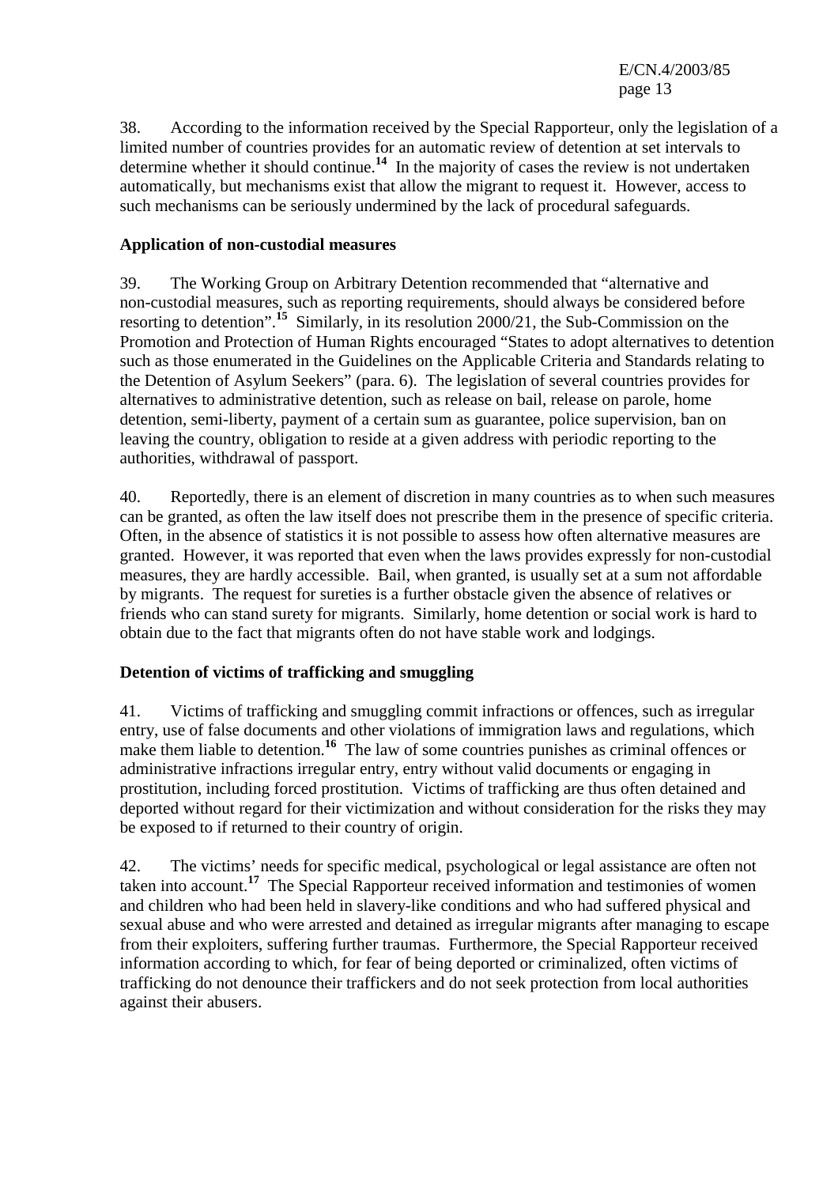38. According to the information received by the Special Rapporteur, only the legislation of a limited number of countries provides for an automatic review of detention at set intervals to determine whether it should continue.[14] In the majority of cases the review is not undertaken automatically, but mechanisms exist that allow the migrant to request it. However, access to such mechanisms can be seriously undermined by the lack of procedural safeguards.

**Application of non-custodial measures**

39. The Working Group on Arbitrary Detention recommended that "alternative and non-custodial measures, such as reporting requirements, should always be considered before resorting to detention".[15] Similarly, in its resolution 2000/21, the Sub-Commission on the Promotion and Protection of Human Rights encouraged "States to adopt alternatives to detention such as those enumerated in the Guidelines on the Applicable Criteria and Standards relating to the Detention of Asylum Seekers" (para. 6). The legislation of several countries provides for alternatives to administrative detention, such as release on bail, release on parole, home detention, semi-liberty, payment of a certain sum as guarantee, police supervision, ban on leaving the country, obligation to reside at a given address with periodic reporting to the authorities, withdrawal of passport.

40. Reportedly, there is an element of discretion in many countries as to when such measures can be granted, as often the law itself does not prescribe them in the presence of specific criteria. Often, in the absence of statistics it is not possible to assess how often alternative measures are granted. However, it was reported that even when the laws provides expressly for non-custodial measures, they are hardly accessible. Bail, when granted, is usually set at a sum not affordable by migrants. The request for sureties is a further obstacle given the absence of relatives or friends who can stand surety for migrants. Similarly, home detention or social work is hard to obtain due to the fact that migrants often do not have stable work and lodgings.

**Detention of victims of trafficking and smuggling**

41. Victims of trafficking and smuggling commit infractions or offences, such as irregular entry, use of false documents and other violations of immigration laws and regulations, which make them liable to detention.[16] The law of some countries punishes as criminal offences or administrative infractions irregular entry, entry without valid documents or engaging in prostitution, including forced prostitution. Victims of trafficking are thus often detained and deported without regard for their victimization and without consideration for the risks they may be exposed to if returned to their country of origin.

42. The victims' needs for specific medical, psychological or legal assistance are often not taken into account.[17] The Special Rapporteur received information and testimonies of women and children who had been held in slavery-like conditions and who had suffered physical and sexual abuse and who were arrested and detained as irregular migrants after managing to escape from their exploiters, suffering further traumas. Furthermore, the Special Rapporteur received information according to which, for fear of being deported or criminalized, often victims of trafficking do not denounce their traffickers and do not seek protection from local authorities against their abusers.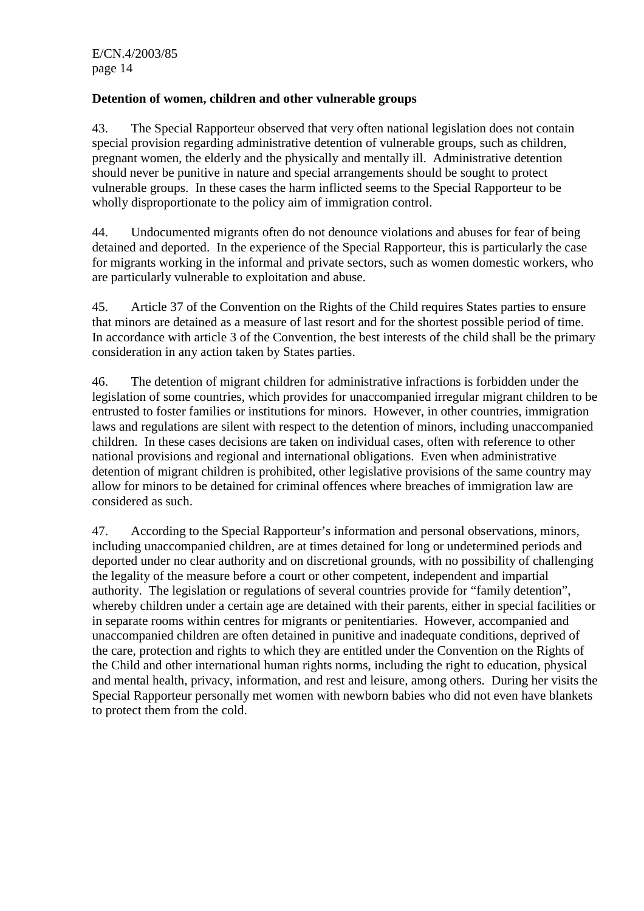**Detention of women, children and other vulnerable groups**

43. The Special Rapporteur observed that very often national legislation does not contain special provision regarding administrative detention of vulnerable groups, such as children, pregnant women, the elderly and the physically and mentally ill. Administrative detention should never be punitive in nature and special arrangements should be sought to protect vulnerable groups. In these cases the harm inflicted seems to the Special Rapporteur to be wholly disproportionate to the policy aim of immigration control.

44. Undocumented migrants often do not denounce violations and abuses for fear of being detained and deported. In the experience of the Special Rapporteur, this is particularly the case for migrants working in the informal and private sectors, such as women domestic workers, who are particularly vulnerable to exploitation and abuse.

45. Article 37 of the Convention on the Rights of the Child requires States parties to ensure that minors are detained as a measure of last resort and for the shortest possible period of time. In accordance with article 3 of the Convention, the best interests of the child shall be the primary consideration in any action taken by States parties.

46. The detention of migrant children for administrative infractions is forbidden under the legislation of some countries, which provides for unaccompanied irregular migrant children to be entrusted to foster families or institutions for minors. However, in other countries, immigration laws and regulations are silent with respect to the detention of minors, including unaccompanied children. In these cases decisions are taken on individual cases, often with reference to other national provisions and regional and international obligations. Even when administrative detention of migrant children is prohibited, other legislative provisions of the same country may allow for minors to be detained for criminal offences where breaches of immigration law are considered as such.

47. According to the Special Rapporteur's information and personal observations, minors, including unaccompanied children, are at times detained for long or undetermined periods and deported under no clear authority and on discretional grounds, with no possibility of challenging the legality of the measure before a court or other competent, independent and impartial authority. The legislation or regulations of several countries provide for "family detention", whereby children under a certain age are detained with their parents, either in special facilities or in separate rooms within centres for migrants or penitentiaries. However, accompanied and unaccompanied children are often detained in punitive and inadequate conditions, deprived of the care, protection and rights to which they are entitled under the Convention on the Rights of the Child and other international human rights norms, including the right to education, physical and mental health, privacy, information, and rest and leisure, among others. During her visits the Special Rapporteur personally met women with newborn babies who did not even have blankets to protect them from the cold.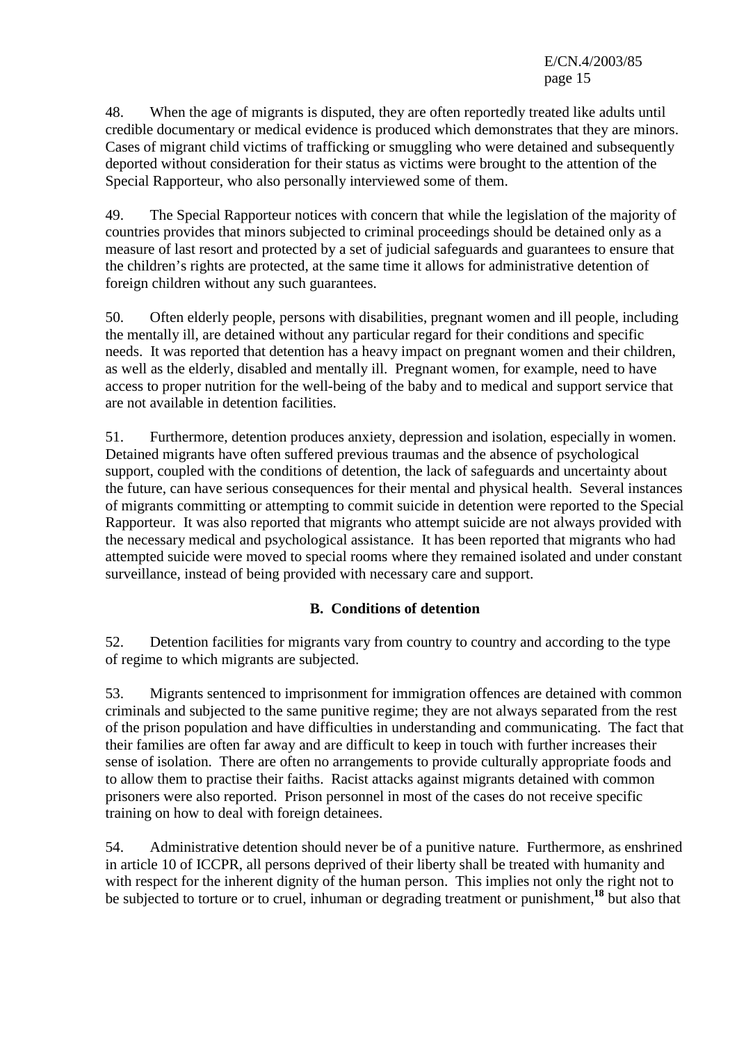48. When the age of migrants is disputed, they are often reportedly treated like adults until credible documentary or medical evidence is produced which demonstrates that they are minors. Cases of migrant child victims of trafficking or smuggling who were detained and subsequently deported without consideration for their status as victims were brought to the attention of the Special Rapporteur, who also personally interviewed some of them.

49. The Special Rapporteur notices with concern that while the legislation of the majority of countries provides that minors subjected to criminal proceedings should be detained only as a measure of last resort and protected by a set of judicial safeguards and guarantees to ensure that the children's rights are protected, at the same time it allows for administrative detention of foreign children without any such guarantees.

50. Often elderly people, persons with disabilities, pregnant women and ill people, including the mentally ill, are detained without any particular regard for their conditions and specific needs. It was reported that detention has a heavy impact on pregnant women and their children, as well as the elderly, disabled and mentally ill. Pregnant women, for example, need to have access to proper nutrition for the well-being of the baby and to medical and support service that are not available in detention facilities.

51. Furthermore, detention produces anxiety, depression and isolation, especially in women. Detained migrants have often suffered previous traumas and the absence of psychological support, coupled with the conditions of detention, the lack of safeguards and uncertainty about the future, can have serious consequences for their mental and physical health. Several instances of migrants committing or attempting to commit suicide in detention were reported to the Special Rapporteur. It was also reported that migrants who attempt suicide are not always provided with the necessary medical and psychological assistance. It has been reported that migrants who had attempted suicide were moved to special rooms where they remained isolated and under constant surveillance, instead of being provided with necessary care and support.

### B. Conditions of detention

52. Detention facilities for migrants vary from country to country and according to the type of regime to which migrants are subjected.

53. Migrants sentenced to imprisonment for immigration offences are detained with common criminals and subjected to the same punitive regime; they are not always separated from the rest of the prison population and have difficulties in understanding and communicating. The fact that their families are often far away and are difficult to keep in touch with further increases their sense of isolation. There are often no arrangements to provide culturally appropriate foods and to allow them to practise their faiths. Racist attacks against migrants detained with common prisoners were also reported. Prison personnel in most of the cases do not receive specific training on how to deal with foreign detainees.

54. Administrative detention should never be of a punitive nature. Furthermore, as enshrined in article 10 of ICCPR, all persons deprived of their liberty shall be treated with humanity and with respect for the inherent dignity of the human person. This implies not only the right not to be subjected to torture or to cruel, inhuman or degrading treatment or punishment,[18] but also that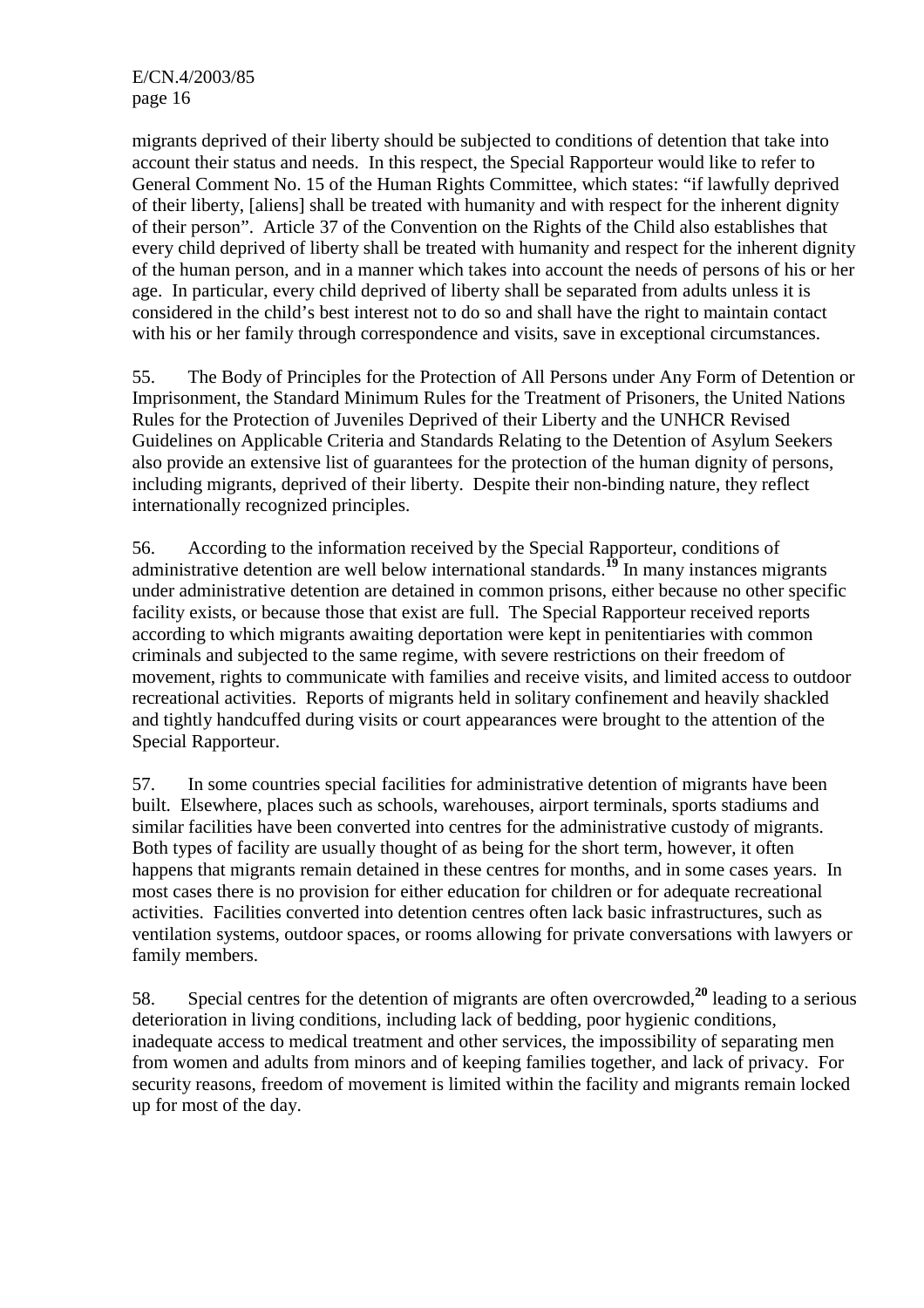migrants deprived of their liberty should be subjected to conditions of detention that take into account their status and needs. In this respect, the Special Rapporteur would like to refer to General Comment No. 15 of the Human Rights Committee, which states: "if lawfully deprived of their liberty, [aliens] shall be treated with humanity and with respect for the inherent dignity of their person". Article 37 of the Convention on the Rights of the Child also establishes that every child deprived of liberty shall be treated with humanity and respect for the inherent dignity of the human person, and in a manner which takes into account the needs of persons of his or her age. In particular, every child deprived of liberty shall be separated from adults unless it is considered in the child's best interest not to do so and shall have the right to maintain contact with his or her family through correspondence and visits, save in exceptional circumstances.

55. The Body of Principles for the Protection of All Persons under Any Form of Detention or Imprisonment, the Standard Minimum Rules for the Treatment of Prisoners, the United Nations Rules for the Protection of Juveniles Deprived of their Liberty and the UNHCR Revised Guidelines on Applicable Criteria and Standards Relating to the Detention of Asylum Seekers also provide an extensive list of guarantees for the protection of the human dignity of persons, including migrants, deprived of their liberty. Despite their non-binding nature, they reflect internationally recognized principles.

56. According to the information received by the Special Rapporteur, conditions of administrative detention are well below international standards.[19] In many instances migrants under administrative detention are detained in common prisons, either because no other specific facility exists, or because those that exist are full. The Special Rapporteur received reports according to which migrants awaiting deportation were kept in penitentiaries with common criminals and subjected to the same regime, with severe restrictions on their freedom of movement, rights to communicate with families and receive visits, and limited access to outdoor recreational activities. Reports of migrants held in solitary confinement and heavily shackled and tightly handcuffed during visits or court appearances were brought to the attention of the Special Rapporteur.

57. In some countries special facilities for administrative detention of migrants have been built. Elsewhere, places such as schools, warehouses, airport terminals, sports stadiums and similar facilities have been converted into centres for the administrative custody of migrants. Both types of facility are usually thought of as being for the short term, however, it often happens that migrants remain detained in these centres for months, and in some cases years. In most cases there is no provision for either education for children or for adequate recreational activities. Facilities converted into detention centres often lack basic infrastructures, such as ventilation systems, outdoor spaces, or rooms allowing for private conversations with lawyers or family members.

58. Special centres for the detention of migrants are often overcrowded,[20] leading to a serious deterioration in living conditions, including lack of bedding, poor hygienic conditions, inadequate access to medical treatment and other services, the impossibility of separating men from women and adults from minors and of keeping families together, and lack of privacy. For security reasons, freedom of movement is limited within the facility and migrants remain locked up for most of the day.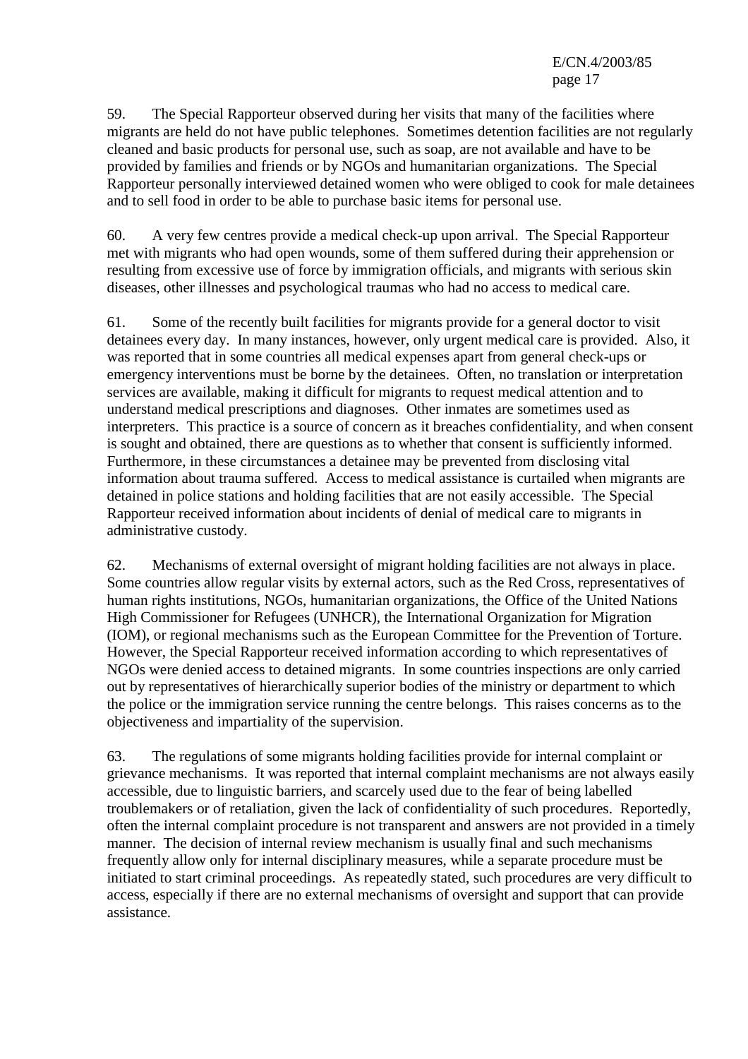59. The Special Rapporteur observed during her visits that many of the facilities where migrants are held do not have public telephones. Sometimes detention facilities are not regularly cleaned and basic products for personal use, such as soap, are not available and have to be provided by families and friends or by NGOs and humanitarian organizations. The Special Rapporteur personally interviewed detained women who were obliged to cook for male detainees and to sell food in order to be able to purchase basic items for personal use.

60. A very few centres provide a medical check-up upon arrival. The Special Rapporteur met with migrants who had open wounds, some of them suffered during their apprehension or resulting from excessive use of force by immigration officials, and migrants with serious skin diseases, other illnesses and psychological traumas who had no access to medical care.

61. Some of the recently built facilities for migrants provide for a general doctor to visit detainees every day. In many instances, however, only urgent medical care is provided. Also, it was reported that in some countries all medical expenses apart from general check-ups or emergency interventions must be borne by the detainees. Often, no translation or interpretation services are available, making it difficult for migrants to request medical attention and to understand medical prescriptions and diagnoses. Other inmates are sometimes used as interpreters. This practice is a source of concern as it breaches confidentiality, and when consent is sought and obtained, there are questions as to whether that consent is sufficiently informed. Furthermore, in these circumstances a detainee may be prevented from disclosing vital information about trauma suffered. Access to medical assistance is curtailed when migrants are detained in police stations and holding facilities that are not easily accessible. The Special Rapporteur received information about incidents of denial of medical care to migrants in administrative custody.

62. Mechanisms of external oversight of migrant holding facilities are not always in place. Some countries allow regular visits by external actors, such as the Red Cross, representatives of human rights institutions, NGOs, humanitarian organizations, the Office of the United Nations High Commissioner for Refugees (UNHCR), the International Organization for Migration (IOM), or regional mechanisms such as the European Committee for the Prevention of Torture. However, the Special Rapporteur received information according to which representatives of NGOs were denied access to detained migrants. In some countries inspections are only carried out by representatives of hierarchically superior bodies of the ministry or department to which the police or the immigration service running the centre belongs. This raises concerns as to the objectiveness and impartiality of the supervision.

63. The regulations of some migrants holding facilities provide for internal complaint or grievance mechanisms. It was reported that internal complaint mechanisms are not always easily accessible, due to linguistic barriers, and scarcely used due to the fear of being labelled troublemakers or of retaliation, given the lack of confidentiality of such procedures. Reportedly, often the internal complaint procedure is not transparent and answers are not provided in a timely manner. The decision of internal review mechanism is usually final and such mechanisms frequently allow only for internal disciplinary measures, while a separate procedure must be initiated to start criminal proceedings. As repeatedly stated, such procedures are very difficult to access, especially if there are no external mechanisms of oversight and support that can provide assistance.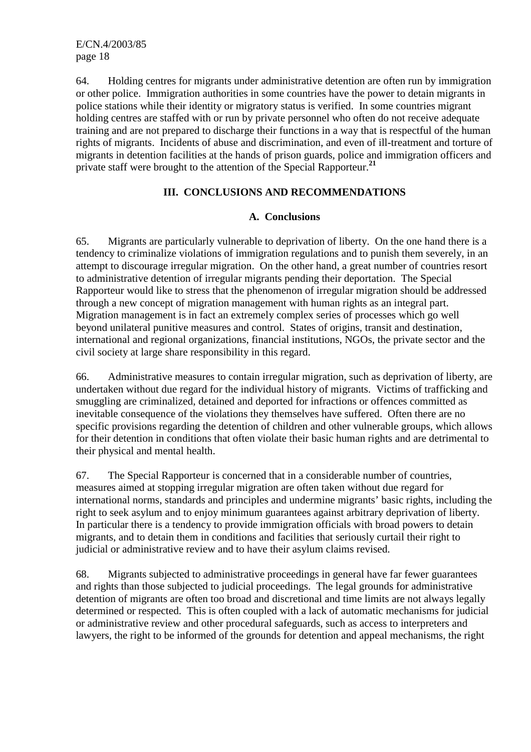64. Holding centres for migrants under administrative detention are often run by immigration or other police. Immigration authorities in some countries have the power to detain migrants in police stations while their identity or migratory status is verified. In some countries migrant holding centres are staffed with or run by private personnel who often do not receive adequate training and are not prepared to discharge their functions in a way that is respectful of the human rights of migrants. Incidents of abuse and discrimination, and even of ill-treatment and torture of migrants in detention facilities at the hands of prison guards, police and immigration officers and private staff were brought to the attention of the Special Rapporteur.[21]

## III. CONCLUSIONS AND RECOMMENDATIONS

### A. Conclusions

65. Migrants are particularly vulnerable to deprivation of liberty. On the one hand there is a tendency to criminalize violations of immigration regulations and to punish them severely, in an attempt to discourage irregular migration. On the other hand, a great number of countries resort to administrative detention of irregular migrants pending their deportation. The Special Rapporteur would like to stress that the phenomenon of irregular migration should be addressed through a new concept of migration management with human rights as an integral part. Migration management is in fact an extremely complex series of processes which go well beyond unilateral punitive measures and control. States of origins, transit and destination, international and regional organizations, financial institutions, NGOs, the private sector and the civil society at large share responsibility in this regard.

66. Administrative measures to contain irregular migration, such as deprivation of liberty, are undertaken without due regard for the individual history of migrants. Victims of trafficking and smuggling are criminalized, detained and deported for infractions or offences committed as inevitable consequence of the violations they themselves have suffered. Often there are no specific provisions regarding the detention of children and other vulnerable groups, which allows for their detention in conditions that often violate their basic human rights and are detrimental to their physical and mental health.

67. The Special Rapporteur is concerned that in a considerable number of countries, measures aimed at stopping irregular migration are often taken without due regard for international norms, standards and principles and undermine migrants' basic rights, including the right to seek asylum and to enjoy minimum guarantees against arbitrary deprivation of liberty. In particular there is a tendency to provide immigration officials with broad powers to detain migrants, and to detain them in conditions and facilities that seriously curtail their right to judicial or administrative review and to have their asylum claims revised.

68. Migrants subjected to administrative proceedings in general have far fewer guarantees and rights than those subjected to judicial proceedings. The legal grounds for administrative detention of migrants are often too broad and discretional and time limits are not always legally determined or respected. This is often coupled with a lack of automatic mechanisms for judicial or administrative review and other procedural safeguards, such as access to interpreters and lawyers, the right to be informed of the grounds for detention and appeal mechanisms, the right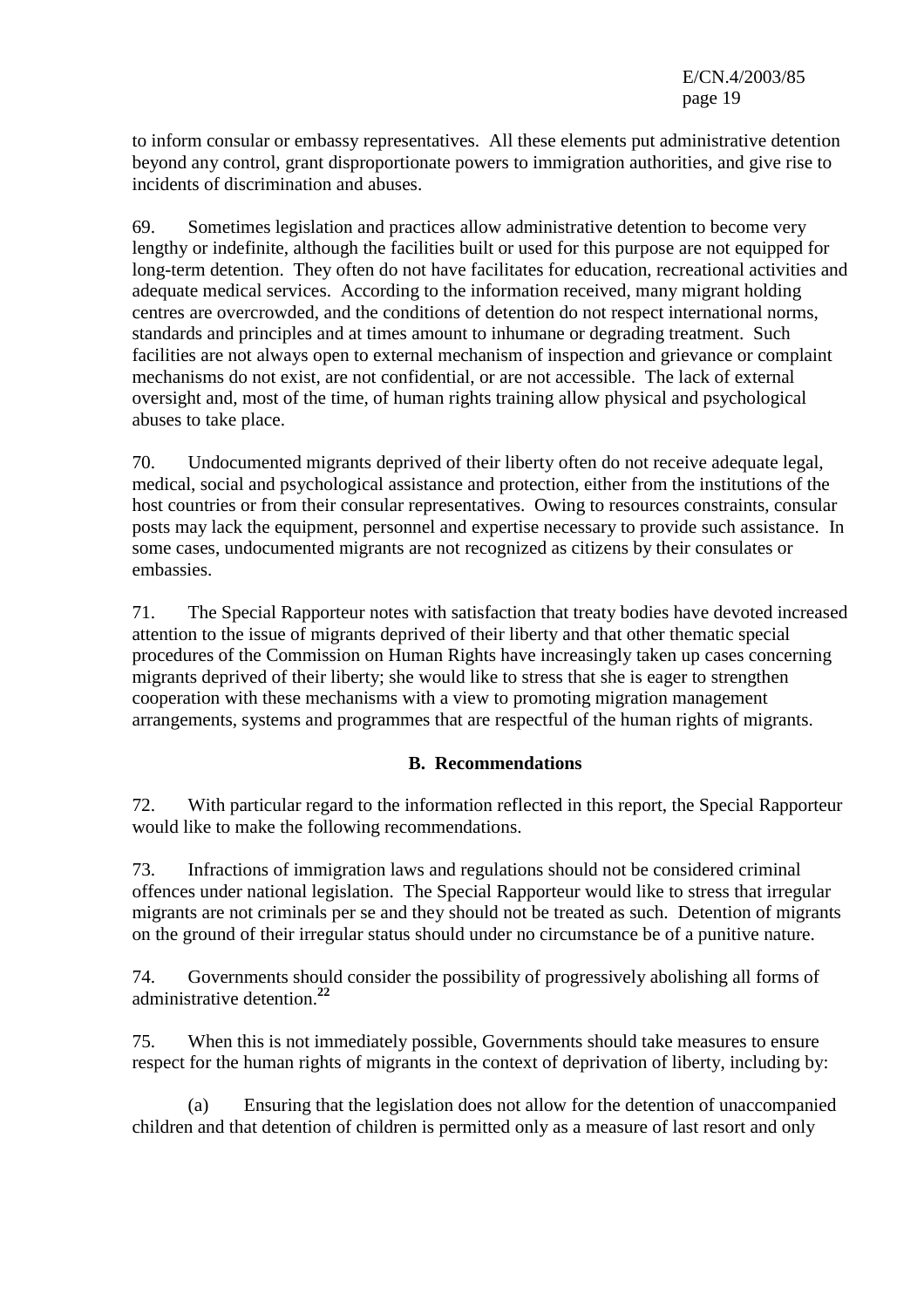to inform consular or embassy representatives. All these elements put administrative detention beyond any control, grant disproportionate powers to immigration authorities, and give rise to incidents of discrimination and abuses.

69. Sometimes legislation and practices allow administrative detention to become very lengthy or indefinite, although the facilities built or used for this purpose are not equipped for long-term detention. They often do not have facilitates for education, recreational activities and adequate medical services. According to the information received, many migrant holding centres are overcrowded, and the conditions of detention do not respect international norms, standards and principles and at times amount to inhumane or degrading treatment. Such facilities are not always open to external mechanism of inspection and grievance or complaint mechanisms do not exist, are not confidential, or are not accessible. The lack of external oversight and, most of the time, of human rights training allow physical and psychological abuses to take place.

70. Undocumented migrants deprived of their liberty often do not receive adequate legal, medical, social and psychological assistance and protection, either from the institutions of the host countries or from their consular representatives. Owing to resources constraints, consular posts may lack the equipment, personnel and expertise necessary to provide such assistance. In some cases, undocumented migrants are not recognized as citizens by their consulates or embassies.

71. The Special Rapporteur notes with satisfaction that treaty bodies have devoted increased attention to the issue of migrants deprived of their liberty and that other thematic special procedures of the Commission on Human Rights have increasingly taken up cases concerning migrants deprived of their liberty; she would like to stress that she is eager to strengthen cooperation with these mechanisms with a view to promoting migration management arrangements, systems and programmes that are respectful of the human rights of migrants.

### B. Recommendations

72. With particular regard to the information reflected in this report, the Special Rapporteur would like to make the following recommendations.

73. Infractions of immigration laws and regulations should not be considered criminal offences under national legislation. The Special Rapporteur would like to stress that irregular migrants are not criminals per se and they should not be treated as such. Detention of migrants on the ground of their irregular status should under no circumstance be of a punitive nature.

74. Governments should consider the possibility of progressively abolishing all forms of administrative detention.[22]

75. When this is not immediately possible, Governments should take measures to ensure respect for the human rights of migrants in the context of deprivation of liberty, including by:

(a) Ensuring that the legislation does not allow for the detention of unaccompanied children and that detention of children is permitted only as a measure of last resort and only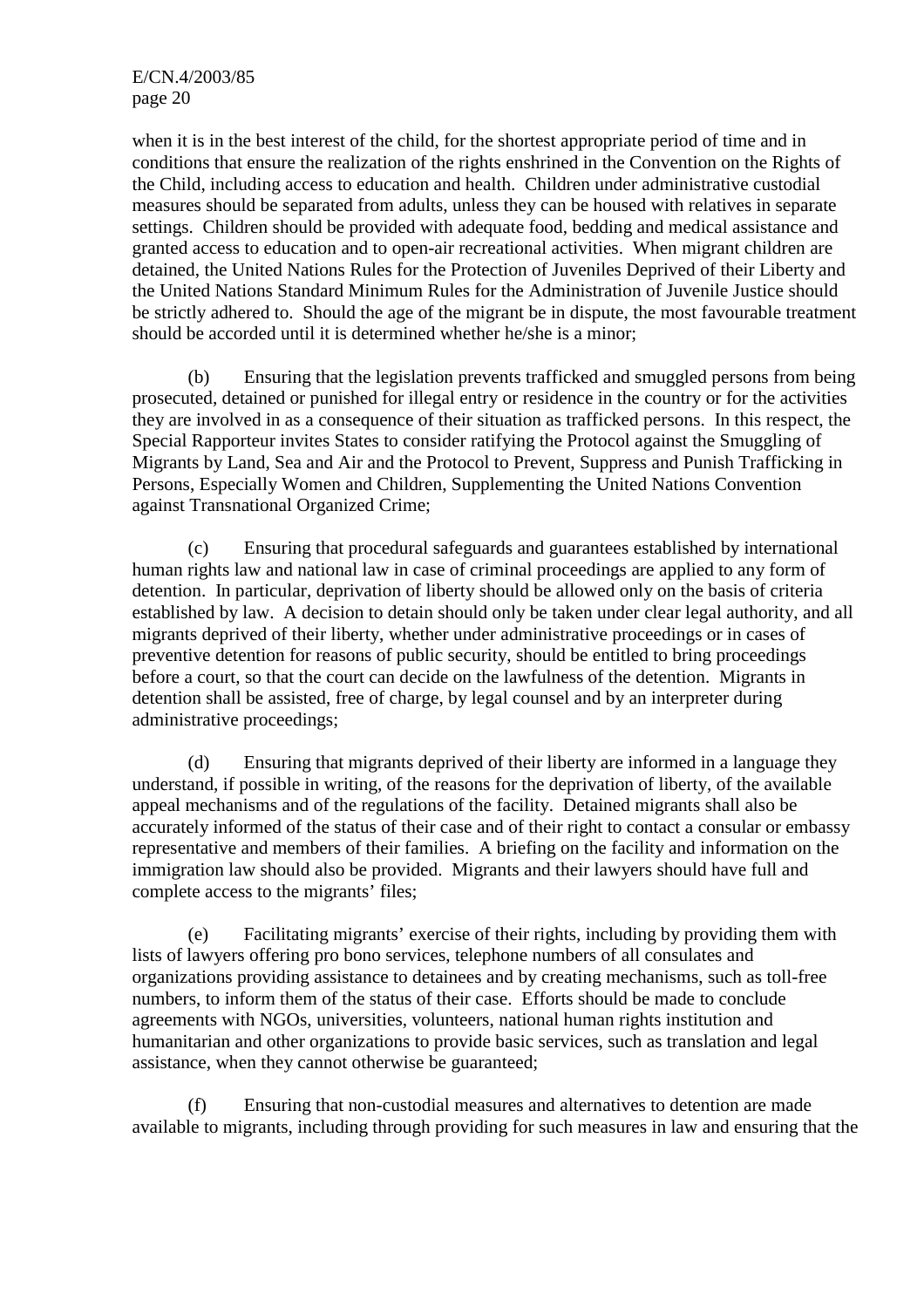when it is in the best interest of the child, for the shortest appropriate period of time and in conditions that ensure the realization of the rights enshrined in the Convention on the Rights of the Child, including access to education and health. Children under administrative custodial measures should be separated from adults, unless they can be housed with relatives in separate settings. Children should be provided with adequate food, bedding and medical assistance and granted access to education and to open-air recreational activities. When migrant children are detained, the United Nations Rules for the Protection of Juveniles Deprived of their Liberty and the United Nations Standard Minimum Rules for the Administration of Juvenile Justice should be strictly adhered to. Should the age of the migrant be in dispute, the most favourable treatment should be accorded until it is determined whether he/she is a minor;

(b) Ensuring that the legislation prevents trafficked and smuggled persons from being prosecuted, detained or punished for illegal entry or residence in the country or for the activities they are involved in as a consequence of their situation as trafficked persons. In this respect, the Special Rapporteur invites States to consider ratifying the Protocol against the Smuggling of Migrants by Land, Sea and Air and the Protocol to Prevent, Suppress and Punish Trafficking in Persons, Especially Women and Children, Supplementing the United Nations Convention against Transnational Organized Crime;

(c) Ensuring that procedural safeguards and guarantees established by international human rights law and national law in case of criminal proceedings are applied to any form of detention. In particular, deprivation of liberty should be allowed only on the basis of criteria established by law. A decision to detain should only be taken under clear legal authority, and all migrants deprived of their liberty, whether under administrative proceedings or in cases of preventive detention for reasons of public security, should be entitled to bring proceedings before a court, so that the court can decide on the lawfulness of the detention. Migrants in detention shall be assisted, free of charge, by legal counsel and by an interpreter during administrative proceedings;

(d) Ensuring that migrants deprived of their liberty are informed in a language they understand, if possible in writing, of the reasons for the deprivation of liberty, of the available appeal mechanisms and of the regulations of the facility. Detained migrants shall also be accurately informed of the status of their case and of their right to contact a consular or embassy representative and members of their families. A briefing on the facility and information on the immigration law should also be provided. Migrants and their lawyers should have full and complete access to the migrants' files;

(e) Facilitating migrants' exercise of their rights, including by providing them with lists of lawyers offering pro bono services, telephone numbers of all consulates and organizations providing assistance to detainees and by creating mechanisms, such as toll-free numbers, to inform them of the status of their case. Efforts should be made to conclude agreements with NGOs, universities, volunteers, national human rights institution and humanitarian and other organizations to provide basic services, such as translation and legal assistance, when they cannot otherwise be guaranteed;

(f) Ensuring that non-custodial measures and alternatives to detention are made available to migrants, including through providing for such measures in law and ensuring that the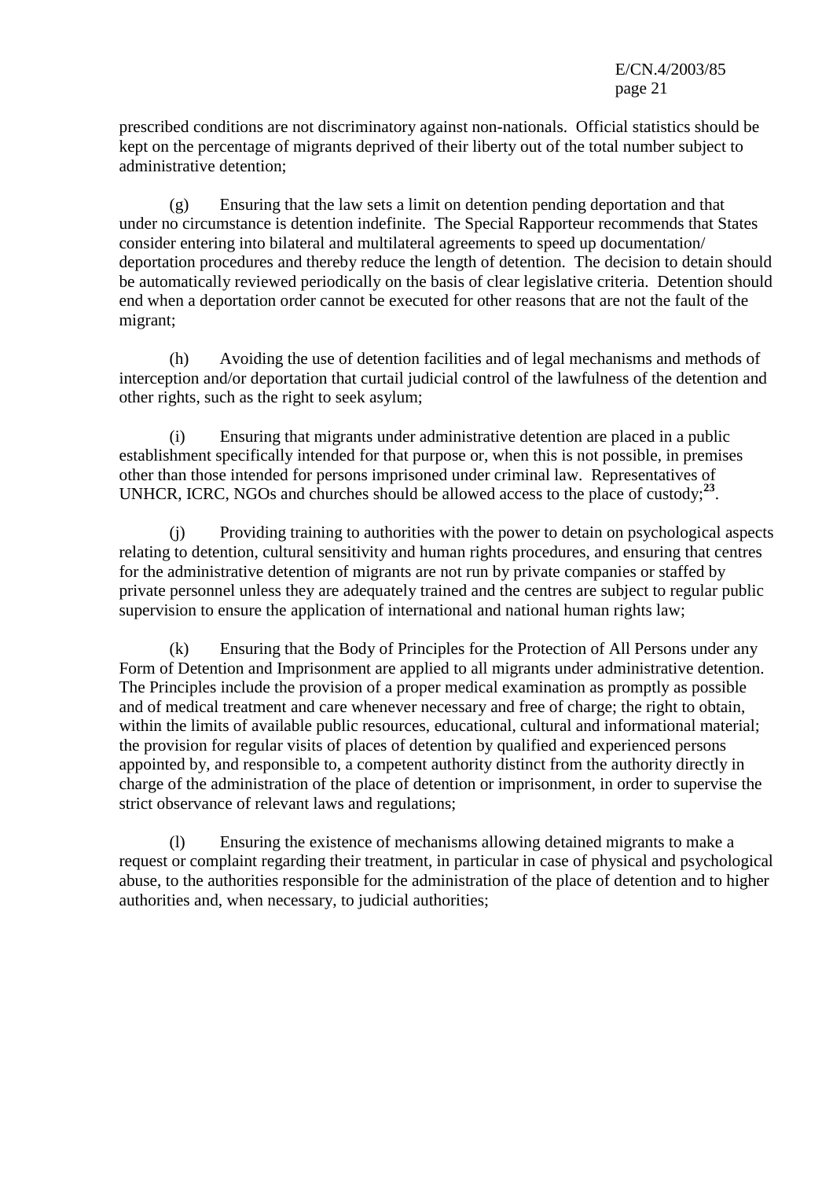prescribed conditions are not discriminatory against non-nationals. Official statistics should be kept on the percentage of migrants deprived of their liberty out of the total number subject to administrative detention;

(g) Ensuring that the law sets a limit on detention pending deportation and that under no circumstance is detention indefinite. The Special Rapporteur recommends that States consider entering into bilateral and multilateral agreements to speed up documentation/ deportation procedures and thereby reduce the length of detention. The decision to detain should be automatically reviewed periodically on the basis of clear legislative criteria. Detention should end when a deportation order cannot be executed for other reasons that are not the fault of the migrant;

(h) Avoiding the use of detention facilities and of legal mechanisms and methods of interception and/or deportation that curtail judicial control of the lawfulness of the detention and other rights, such as the right to seek asylum;

(i) Ensuring that migrants under administrative detention are placed in a public establishment specifically intended for that purpose or, when this is not possible, in premises other than those intended for persons imprisoned under criminal law. Representatives of UNHCR, ICRC, NGOs and churches should be allowed access to the place of custody;[23].

(j) Providing training to authorities with the power to detain on psychological aspects relating to detention, cultural sensitivity and human rights procedures, and ensuring that centres for the administrative detention of migrants are not run by private companies or staffed by private personnel unless they are adequately trained and the centres are subject to regular public supervision to ensure the application of international and national human rights law;

(k) Ensuring that the Body of Principles for the Protection of All Persons under any Form of Detention and Imprisonment are applied to all migrants under administrative detention. The Principles include the provision of a proper medical examination as promptly as possible and of medical treatment and care whenever necessary and free of charge; the right to obtain, within the limits of available public resources, educational, cultural and informational material; the provision for regular visits of places of detention by qualified and experienced persons appointed by, and responsible to, a competent authority distinct from the authority directly in charge of the administration of the place of detention or imprisonment, in order to supervise the strict observance of relevant laws and regulations;

(l) Ensuring the existence of mechanisms allowing detained migrants to make a request or complaint regarding their treatment, in particular in case of physical and psychological abuse, to the authorities responsible for the administration of the place of detention and to higher authorities and, when necessary, to judicial authorities;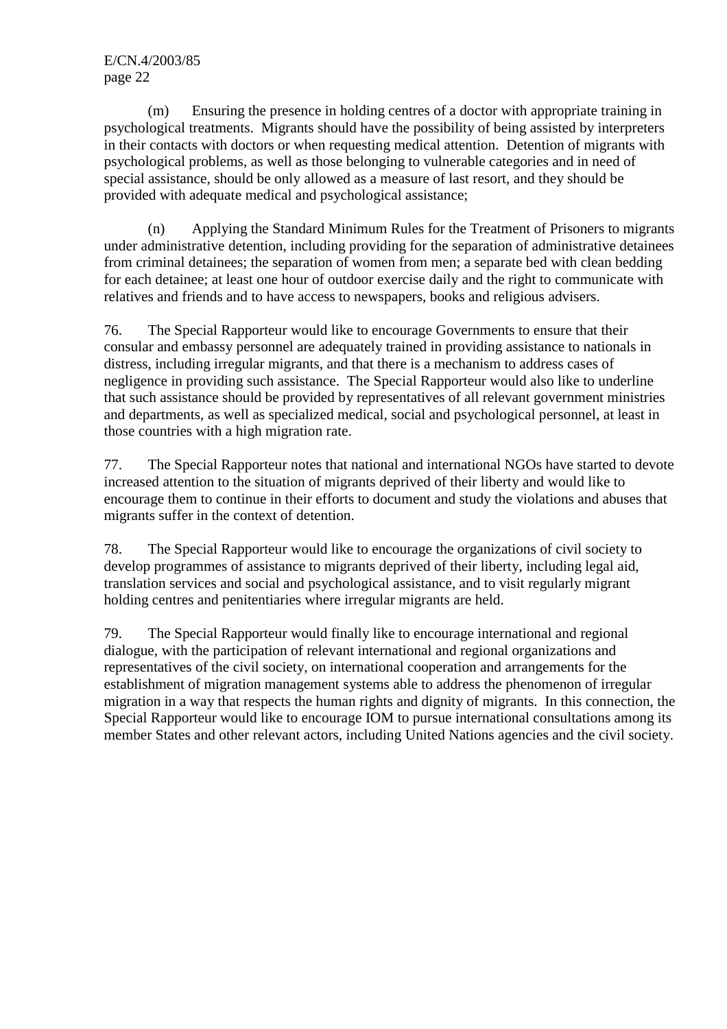(m) Ensuring the presence in holding centres of a doctor with appropriate training in psychological treatments. Migrants should have the possibility of being assisted by interpreters in their contacts with doctors or when requesting medical attention. Detention of migrants with psychological problems, as well as those belonging to vulnerable categories and in need of special assistance, should be only allowed as a measure of last resort, and they should be provided with adequate medical and psychological assistance;

(n) Applying the Standard Minimum Rules for the Treatment of Prisoners to migrants under administrative detention, including providing for the separation of administrative detainees from criminal detainees; the separation of women from men; a separate bed with clean bedding for each detainee; at least one hour of outdoor exercise daily and the right to communicate with relatives and friends and to have access to newspapers, books and religious advisers.

76. The Special Rapporteur would like to encourage Governments to ensure that their consular and embassy personnel are adequately trained in providing assistance to nationals in distress, including irregular migrants, and that there is a mechanism to address cases of negligence in providing such assistance. The Special Rapporteur would also like to underline that such assistance should be provided by representatives of all relevant government ministries and departments, as well as specialized medical, social and psychological personnel, at least in those countries with a high migration rate.

77. The Special Rapporteur notes that national and international NGOs have started to devote increased attention to the situation of migrants deprived of their liberty and would like to encourage them to continue in their efforts to document and study the violations and abuses that migrants suffer in the context of detention.

78. The Special Rapporteur would like to encourage the organizations of civil society to develop programmes of assistance to migrants deprived of their liberty, including legal aid, translation services and social and psychological assistance, and to visit regularly migrant holding centres and penitentiaries where irregular migrants are held.

79. The Special Rapporteur would finally like to encourage international and regional dialogue, with the participation of relevant international and regional organizations and representatives of the civil society, on international cooperation and arrangements for the establishment of migration management systems able to address the phenomenon of irregular migration in a way that respects the human rights and dignity of migrants. In this connection, the Special Rapporteur would like to encourage IOM to pursue international consultations among its member States and other relevant actors, including United Nations agencies and the civil society.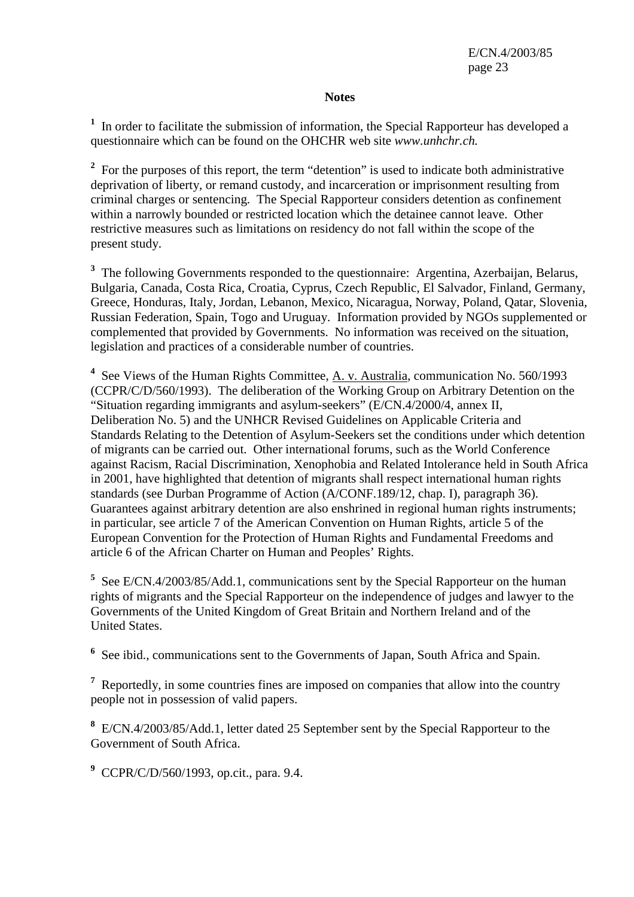## Notes

[1] In order to facilitate the submission of information, the Special Rapporteur has developed a questionnaire which can be found on the OHCHR web site *www.unhchr.ch.*

[2] For the purposes of this report, the term "detention" is used to indicate both administrative deprivation of liberty, or remand custody, and incarceration or imprisonment resulting from criminal charges or sentencing. The Special Rapporteur considers detention as confinement within a narrowly bounded or restricted location which the detainee cannot leave. Other restrictive measures such as limitations on residency do not fall within the scope of the present study.

[3] The following Governments responded to the questionnaire: Argentina, Azerbaijan, Belarus, Bulgaria, Canada, Costa Rica, Croatia, Cyprus, Czech Republic, El Salvador, Finland, Germany, Greece, Honduras, Italy, Jordan, Lebanon, Mexico, Nicaragua, Norway, Poland, Qatar, Slovenia, Russian Federation, Spain, Togo and Uruguay. Information provided by NGOs supplemented or complemented that provided by Governments. No information was received on the situation, legislation and practices of a considerable number of countries.

[4] See Views of the Human Rights Committee, A. v. Australia, communication No. 560/1993 (CCPR/C/D/560/1993). The deliberation of the Working Group on Arbitrary Detention on the "Situation regarding immigrants and asylum-seekers" (E/CN.4/2000/4, annex II, Deliberation No. 5) and the UNHCR Revised Guidelines on Applicable Criteria and Standards Relating to the Detention of Asylum-Seekers set the conditions under which detention of migrants can be carried out. Other international forums, such as the World Conference against Racism, Racial Discrimination, Xenophobia and Related Intolerance held in South Africa in 2001, have highlighted that detention of migrants shall respect international human rights standards (see Durban Programme of Action (A/CONF.189/12, chap. I), paragraph 36). Guarantees against arbitrary detention are also enshrined in regional human rights instruments; in particular, see article 7 of the American Convention on Human Rights, article 5 of the European Convention for the Protection of Human Rights and Fundamental Freedoms and article 6 of the African Charter on Human and Peoples' Rights.

[5] See E/CN.4/2003/85/Add.1, communications sent by the Special Rapporteur on the human rights of migrants and the Special Rapporteur on the independence of judges and lawyer to the Governments of the United Kingdom of Great Britain and Northern Ireland and of the United States.

[6] See ibid., communications sent to the Governments of Japan, South Africa and Spain.

[7] Reportedly, in some countries fines are imposed on companies that allow into the country people not in possession of valid papers.

[8] E/CN.4/2003/85/Add.1, letter dated 25 September sent by the Special Rapporteur to the Government of South Africa.

[9] CCPR/C/D/560/1993, op.cit., para. 9.4.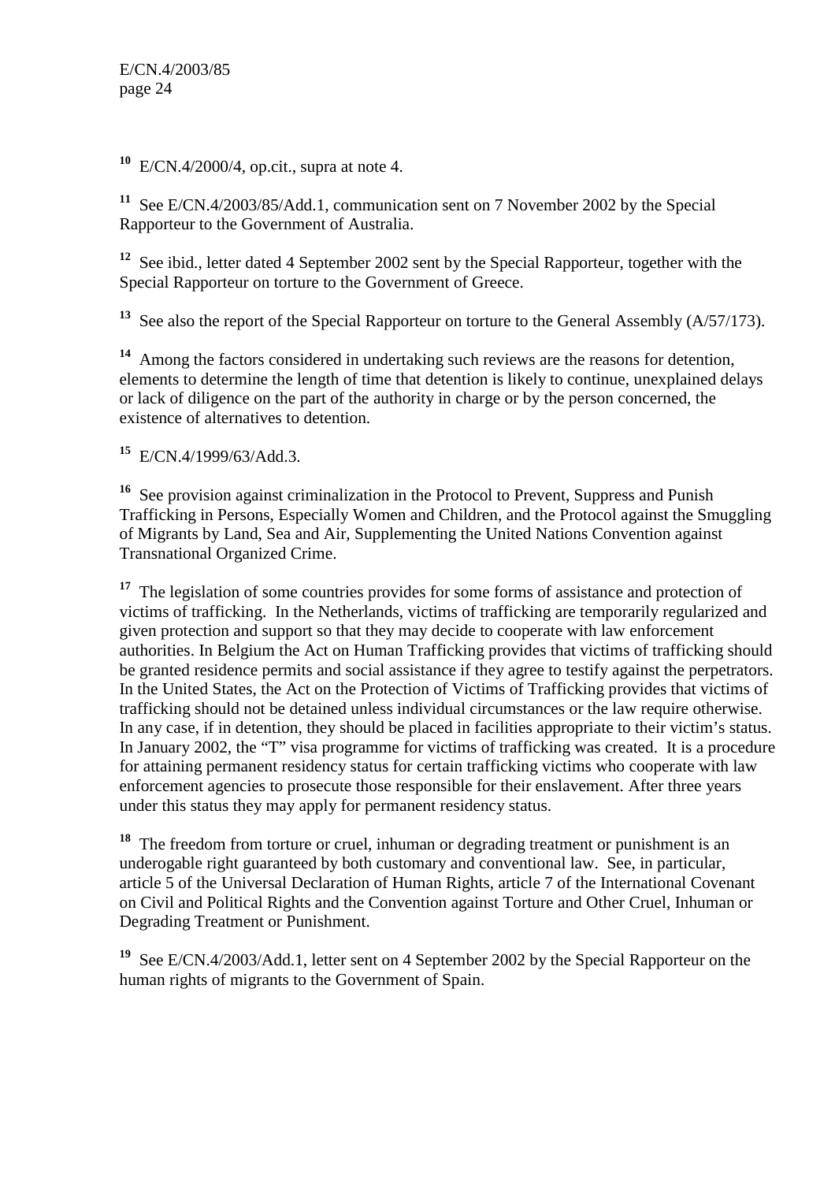[10] E/CN.4/2000/4, op.cit., supra at note 4.

[11] See E/CN.4/2003/85/Add.1, communication sent on 7 November 2002 by the Special Rapporteur to the Government of Australia.

[12] See ibid., letter dated 4 September 2002 sent by the Special Rapporteur, together with the Special Rapporteur on torture to the Government of Greece.

[13] See also the report of the Special Rapporteur on torture to the General Assembly (A/57/173).

[14] Among the factors considered in undertaking such reviews are the reasons for detention, elements to determine the length of time that detention is likely to continue, unexplained delays or lack of diligence on the part of the authority in charge or by the person concerned, the existence of alternatives to detention.

[15] E/CN.4/1999/63/Add.3.

[16] See provision against criminalization in the Protocol to Prevent, Suppress and Punish Trafficking in Persons, Especially Women and Children, and the Protocol against the Smuggling of Migrants by Land, Sea and Air, Supplementing the United Nations Convention against Transnational Organized Crime.

[17] The legislation of some countries provides for some forms of assistance and protection of victims of trafficking. In the Netherlands, victims of trafficking are temporarily regularized and given protection and support so that they may decide to cooperate with law enforcement authorities. In Belgium the Act on Human Trafficking provides that victims of trafficking should be granted residence permits and social assistance if they agree to testify against the perpetrators. In the United States, the Act on the Protection of Victims of Trafficking provides that victims of trafficking should not be detained unless individual circumstances or the law require otherwise. In any case, if in detention, they should be placed in facilities appropriate to their victim's status. In January 2002, the "T" visa programme for victims of trafficking was created. It is a procedure for attaining permanent residency status for certain trafficking victims who cooperate with law enforcement agencies to prosecute those responsible for their enslavement. After three years under this status they may apply for permanent residency status.

[18] The freedom from torture or cruel, inhuman or degrading treatment or punishment is an underogable right guaranteed by both customary and conventional law. See, in particular, article 5 of the Universal Declaration of Human Rights, article 7 of the International Covenant on Civil and Political Rights and the Convention against Torture and Other Cruel, Inhuman or Degrading Treatment or Punishment.

[19] See E/CN.4/2003/Add.1, letter sent on 4 September 2002 by the Special Rapporteur on the human rights of migrants to the Government of Spain.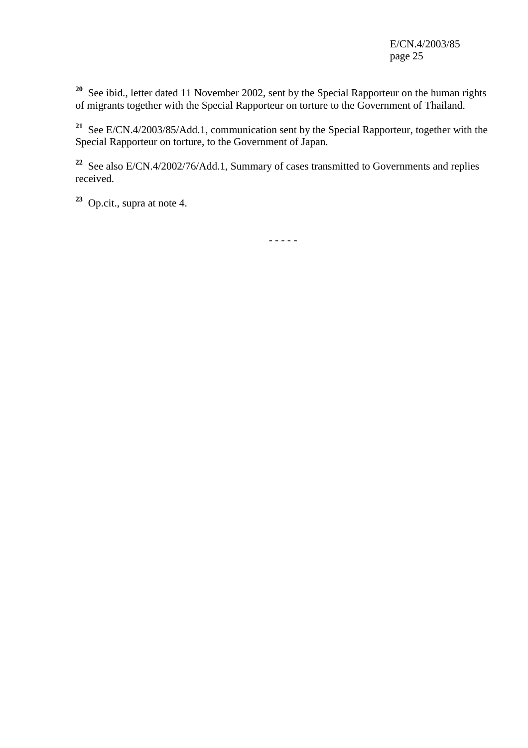[20] See ibid., letter dated 11 November 2002, sent by the Special Rapporteur on the human rights of migrants together with the Special Rapporteur on torture to the Government of Thailand.

[21] See E/CN.4/2003/85/Add.1, communication sent by the Special Rapporteur, together with the Special Rapporteur on torture, to the Government of Japan.

[22] See also E/CN.4/2002/76/Add.1, Summary of cases transmitted to Governments and replies received.

[23] Op.cit., supra at note 4.

- - - - -